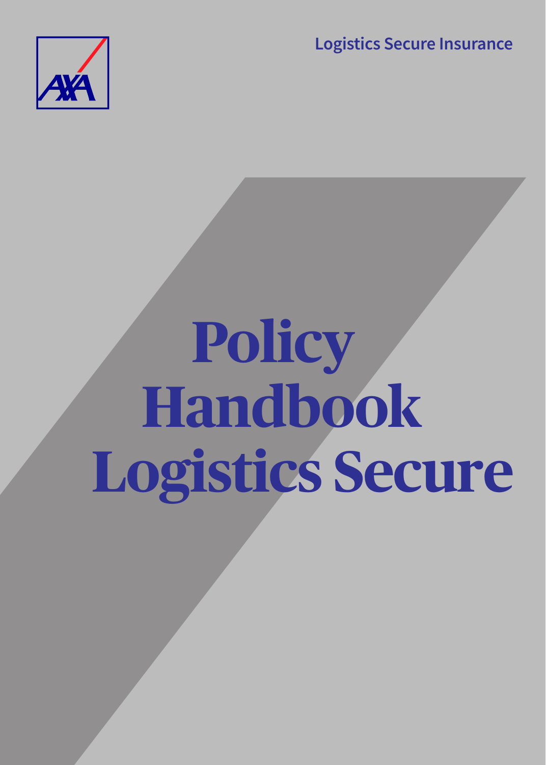Logistics Secure Insurance

# Policy Handbook Logistics Secure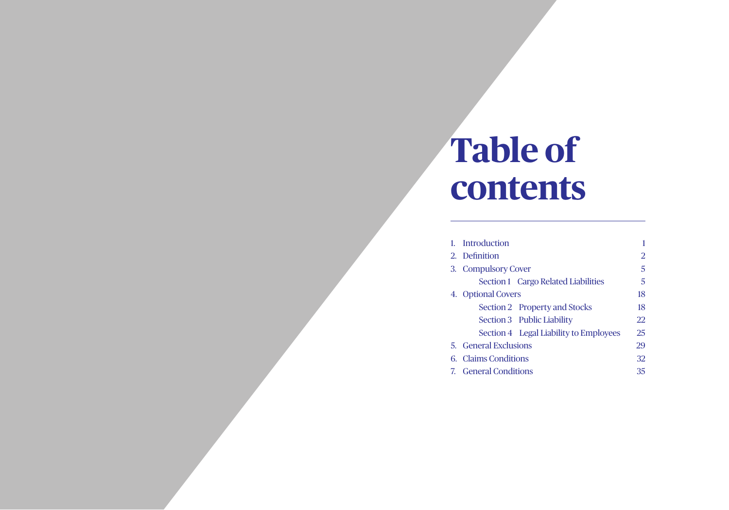# Table of contents

| | | |
|---|---|---|
| 1. | Introduction | 1 |
| 2. | Definition | 2 |
| 3. | Compulsory Cover | 5 |
| | Section 1 Cargo Related Liabilities | 5 |
| 4. | Optional Covers | 18 |
| | Section 2 Property and Stocks | 18 |
| | Section 3 Public Liability | 22 |
| | Section 4 Legal Liability to Employees | 25 |
| 5. | General Exclusions | 29 |
| 6. | Claims Conditions | 32 |
| 7. | General Conditions | 35 |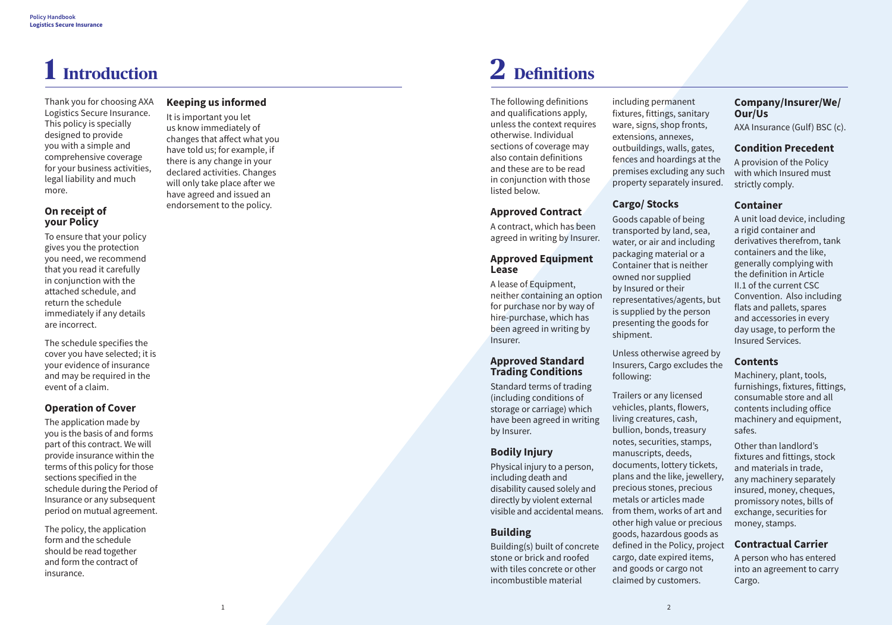# 1 Introduction

Thank you for choosing AXA Logistics Secure Insurance. This policy is specially designed to provide you with a simple and comprehensive coverage for your business activities, legal liability and much more.

### On receipt of your Policy

To ensure that your policy gives you the protection you need, we recommend that you read it carefully in conjunction with the attached schedule, and return the schedule immediately if any details are incorrect.

The schedule specifies the cover you have selected; it is your evidence of insurance and may be required in the event of a claim.

### Operation of Cover

The application made by you is the basis of and forms part of this contract. We will provide insurance within the terms of this policy for those sections specified in the schedule during the Period of Insurance or any subsequent period on mutual agreement.

The policy, the application form and the schedule should be read together and form the contract of insurance.

### Keeping us informed

It is important you let us know immediately of changes that affect what you have told us; for example, if there is any change in your declared activities. Changes will only take place after we have agreed and issued an endorsement to the policy.

# 2 Definitions

The following definitions and qualifications apply, unless the context requires otherwise. Individual sections of coverage may also contain definitions and these are to be read in conjunction with those listed below.

### Approved Contract

A contract, which has been agreed in writing by Insurer.

### Approved Equipment Lease

A lease of Equipment, neither containing an option for purchase nor by way of hire-purchase, which has been agreed in writing by Insurer.

### Approved Standard Trading Conditions

Standard terms of trading (including conditions of storage or carriage) which have been agreed in writing by Insurer.

### Bodily Injury

Physical injury to a person, including death and disability caused solely and directly by violent external visible and accidental means.

### Building

Building(s) built of concrete stone or brick and roofed with tiles concrete or other incombustible material including permanent fixtures, fittings, sanitary ware, signs, shop fronts, extensions, annexes, outbuildings, walls, gates, fences and hoardings at the premises excluding any such property separately insured.

### Cargo/ Stocks

Goods capable of being transported by land, sea, water, or air and including packaging material or a Container that is neither owned nor supplied by Insured or their representatives/agents, but is supplied by the person presenting the goods for shipment.

Unless otherwise agreed by Insurers, Cargo excludes the following:

Trailers or any licensed vehicles, plants, flowers, living creatures, cash, bullion, bonds, treasury notes, securities, stamps, manuscripts, deeds, documents, lottery tickets, plans and the like, jewellery, precious stones, precious metals or articles made from them, works of art and other high value or precious goods, hazardous goods as defined in the Policy, project cargo, date expired items, and goods or cargo not claimed by customers.

### Company/Insurer/We/ Our/Us

AXA Insurance (Gulf) BSC (c).

### Condition Precedent

A provision of the Policy with which Insured must strictly comply.

### Container

A unit load device, including a rigid container and derivatives therefrom, tank containers and the like, generally complying with the definition in Article II.1 of the current CSC Convention. Also including flats and pallets, spares and accessories in every day usage, to perform the Insured Services.

### Contents

Machinery, plant, tools, furnishings, fixtures, fittings, consumable store and all contents including office machinery and equipment, safes.

Other than landlord's fixtures and fittings, stock and materials in trade, any machinery separately insured, money, cheques, promissory notes, bills of exchange, securities for money, stamps.

### Contractual Carrier

A person who has entered into an agreement to carry Cargo.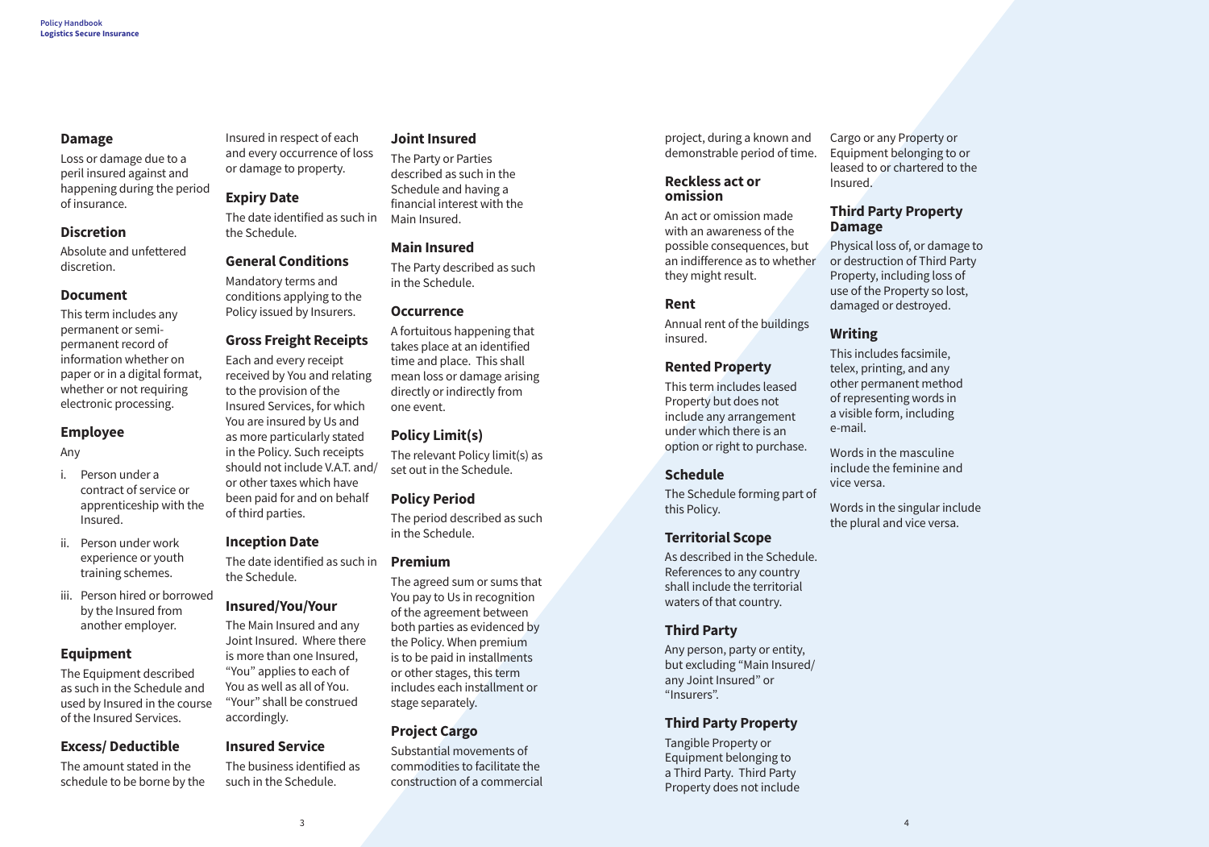### Damage

Loss or damage due to a peril insured against and happening during the period of insurance.

### Discretion

Absolute and unfettered discretion.

### Document

This term includes any permanent or semi-permanent record of information whether on paper or in a digital format, whether or not requiring electronic processing.

### Employee

Any

i. Person under a contract of service or apprenticeship with the Insured.
ii. Person under work experience or youth training schemes.
iii. Person hired or borrowed by the Insured from another employer.

### Equipment

The Equipment described as such in the Schedule and used by Insured in the course of the Insured Services.

### Excess/ Deductible

The amount stated in the schedule to be borne by the Insured in respect of each and every occurrence of loss or damage to property.

### Expiry Date

The date identified as such in the Schedule.

### General Conditions

Mandatory terms and conditions applying to the Policy issued by Insurers.

### Gross Freight Receipts

Each and every receipt received by You and relating to the provision of the Insured Services, for which You are insured by Us and as more particularly stated in the Policy. Such receipts should not include V.A.T. and/ or other taxes which have been paid for and on behalf of third parties.

### Inception Date

The date identified as such in the Schedule.

### Insured/You/Your

The Main Insured and any Joint Insured. Where there is more than one Insured, "You" applies to each of You as well as all of You. "Your" shall be construed accordingly.

### Insured Service

The business identified as such in the Schedule.

### Joint Insured

The Party or Parties described as such in the Schedule and having a financial interest with the Main Insured.

### Main Insured

The Party described as such in the Schedule.

### Occurrence

A fortuitous happening that takes place at an identified time and place. This shall mean loss or damage arising directly or indirectly from one event.

### Policy Limit(s)

The relevant Policy limit(s) as set out in the Schedule.

### Policy Period

The period described as such in the Schedule.

### Premium

The agreed sum or sums that You pay to Us in recognition of the agreement between both parties as evidenced by the Policy. When premium is to be paid in installments or other stages, this term includes each installment or stage separately.

### Project Cargo

Substantial movements of commodities to facilitate the construction of a commercial project, during a known and demonstrable period of time.

### Reckless act or omission

An act or omission made with an awareness of the possible consequences, but an indifference as to whether they might result.

### Rent

Annual rent of the buildings insured.

### Rented Property

This term includes leased Property but does not include any arrangement under which there is an option or right to purchase.

### Schedule

The Schedule forming part of this Policy.

### Territorial Scope

As described in the Schedule. References to any country shall include the territorial waters of that country.

### Third Party

Any person, party or entity, but excluding "Main Insured/ any Joint Insured" or "Insurers".

### Third Party Property

Tangible Property or Equipment belonging to a Third Party. Third Party Property does not include Cargo or any Property or Equipment belonging to or leased to or chartered to the Insured.

### Third Party Property Damage

Physical loss of, or damage to or destruction of Third Party Property, including loss of use of the Property so lost, damaged or destroyed.

### Writing

This includes facsimile, telex, printing, and any other permanent method of representing words in a visible form, including e-mail.

Words in the masculine include the feminine and vice versa.

Words in the singular include the plural and vice versa.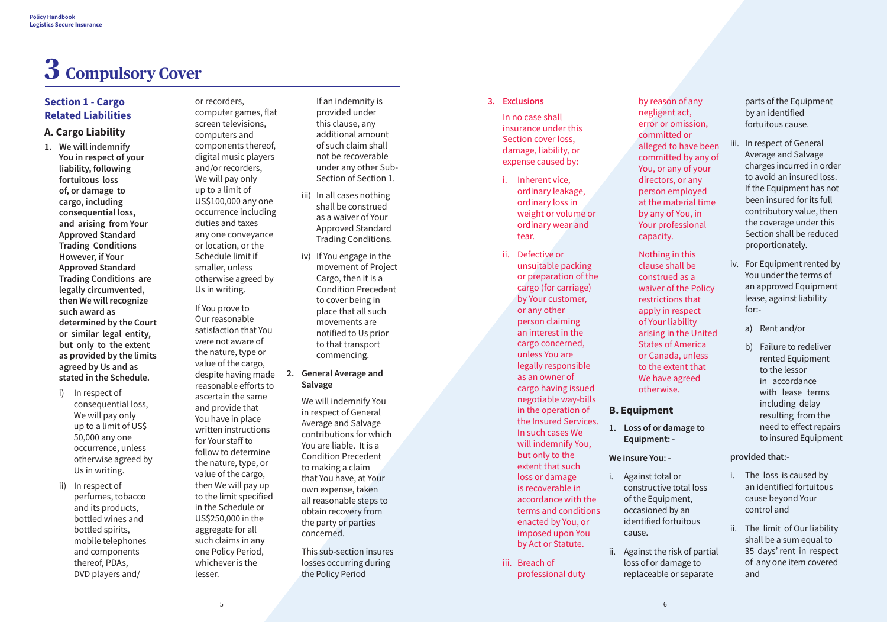# 3 Compulsory Cover

## Section 1 - Cargo Related Liabilities

### A. Cargo Liability

1. **We will indemnify You in respect of your liability, following fortuitous loss of, or damage to cargo, including consequential loss, and arising from Your Approved Standard Trading Conditions However, if Your Approved Standard Trading Conditions are legally circumvented, then We will recognize such award as determined by the Court or similar legal entity, but only to the extent as provided by the limits agreed by Us and as stated in the Schedule.**

   i) In respect of consequential loss, We will pay only up to a limit of US$ 50,000 any one occurrence, unless otherwise agreed by Us in writing.

   ii) In respect of perfumes, tobacco and its products, bottled wines and bottled spirits, mobile telephones and components thereof, PDAs, DVD players and/or recorders, computer games, flat screen televisions, computers and components thereof, digital music players and/or recorders, We will pay only up to a limit of US$100,000 any one occurrence including duties and taxes any one conveyance or location, or the Schedule limit if smaller, unless otherwise agreed by Us in writing.

   If You prove to Our reasonable satisfaction that You were not aware of the nature, type or value of the cargo, despite having made reasonable efforts to ascertain the same and provide that You have in place written instructions for Your staff to follow to determine the nature, type, or value of the cargo, then We will pay up to the limit specified in the Schedule or US$250,000 in the aggregate for all such claims in any one Policy Period, whichever is the lesser.

   If an indemnity is provided under this clause, any additional amount of such claim shall not be recoverable under any other Sub-Section of Section 1.

   iii) In all cases nothing shall be construed as a waiver of Your Approved Standard Trading Conditions.

   iv) If You engage in the movement of Project Cargo, then it is a Condition Precedent to cover being in place that all such movements are notified to Us prior to that transport commencing.

2. **General Average and Salvage**

   We will indemnify You in respect of General Average and Salvage contributions for which You are liable. It is a Condition Precedent to making a claim that You have, at Your own expense, taken all reasonable steps to obtain recovery from the party or parties concerned.

   This sub-section insures losses occurring during the Policy Period

3. **Exclusions**

   In no case shall insurance under this Section cover loss, damage, liability, or expense caused by:

   i. Inherent vice, ordinary leakage, ordinary loss in weight or volume or ordinary wear and tear.

   ii. Defective or unsuitable packing or preparation of the cargo (for carriage) by Your customer, or any other person claiming an interest in the cargo concerned, unless You are legally responsible as an owner of cargo having issued negotiable way-bills in the operation of the Insured Services. In such cases We will indemnify You, but only to the extent that such loss or damage is recoverable in accordance with the terms and conditions enacted by You, or imposed upon You by Act or Statute.

   iii. Breach of professional duty by reason of any negligent act, error or omission, committed or alleged to have been committed by any of You, or any of your directors, or any person employed at the material time by any of You, in Your professional capacity.

   Nothing in this clause shall be construed as a waiver of the Policy restrictions that apply in respect of Your liability arising in the United States of America or Canada, unless to the extent that We have agreed otherwise.

### B. Equipment

1. **Loss of or damage to Equipment: -**

**We insure You: -**

i. Against total or constructive total loss of the Equipment, occasioned by an identified fortuitous cause.

ii. Against the risk of partial loss of or damage to replaceable or separate parts of the Equipment by an identified fortuitous cause.

iii. In respect of General Average and Salvage charges incurred in order to avoid an insured loss. If the Equipment has not been insured for its full contributory value, then the coverage under this Section shall be reduced proportionately.

iv. For Equipment rented by You under the terms of an approved Equipment lease, against liability for:-

   a) Rent and/or

   b) Failure to redeliver rented Equipment to the lessor in accordance with lease terms including delay resulting from the need to effect repairs to insured Equipment

**provided that:-**

i. The loss is caused by an identified fortuitous cause beyond Your control and

ii. The limit of Our liability shall be a sum equal to 35 days' rent in respect of any one item covered and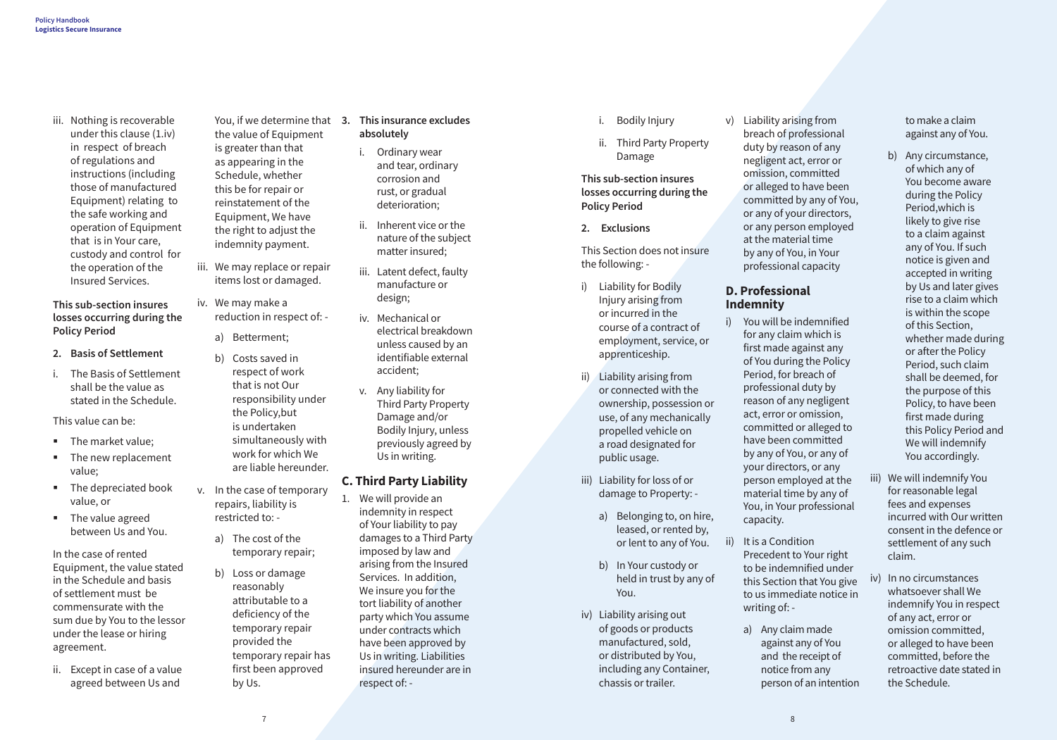iii. Nothing is recoverable under this clause (1.iv) in respect of breach of regulations and instructions (including those of manufactured Equipment) relating to the safe working and operation of Equipment that is in Your care, custody and control for the operation of the Insured Services.

**This sub-section insures losses occurring during the Policy Period**

**2. Basis of Settlement**

i. The Basis of Settlement shall be the value as stated in the Schedule.

This value can be:

- The market value;
- The new replacement value;
- The depreciated book value, or
- The value agreed between Us and You.

In the case of rented Equipment, the value stated in the Schedule and basis of settlement must be commensurate with the sum due by You to the lessor under the lease or hiring agreement.

ii. Except in case of a value agreed between Us and You, if we determine that the value of Equipment is greater than that as appearing in the Schedule, whether this be for repair or reinstatement of the Equipment, We have the right to adjust the indemnity payment.

iii. We may replace or repair items lost or damaged.

iv. We may make a reduction in respect of: -

   a) Betterment;

   b) Costs saved in respect of work that is not Our responsibility under the Policy,but is undertaken simultaneously with work for which We are liable hereunder.

v. In the case of temporary repairs, liability is restricted to: -

   a) The cost of the temporary repair;

   b) Loss or damage reasonably attributable to a deficiency of the temporary repair provided the temporary repair has first been approved by Us.

**3. This insurance excludes absolutely**

i. Ordinary wear and tear, ordinary corrosion and rust, or gradual deterioration;

ii. Inherent vice or the nature of the subject matter insured;

iii. Latent defect, faulty manufacture or design;

iv. Mechanical or electrical breakdown unless caused by an identifiable external accident;

v. Any liability for Third Party Property Damage and/or Bodily Injury, unless previously agreed by Us in writing.

## C. Third Party Liability

1. We will provide an indemnity in respect of Your liability to pay damages to a Third Party imposed by law and arising from the Insured Services. In addition, We insure you for the tort liability of another party which You assume under contracts which have been approved by Us in writing. Liabilities insured hereunder are in respect of: -

   i. Bodily Injury

   ii. Third Party Property Damage

**This sub-section insures losses occurring during the Policy Period**

**2. Exclusions**

This Section does not insure the following: -

i) Liability for Bodily Injury arising from or incurred in the course of a contract of employment, service, or apprenticeship.

ii) Liability arising from or connected with the ownership, possession or use, of any mechanically propelled vehicle on a road designated for public usage.

iii) Liability for loss of or damage to Property: -

   a) Belonging to, on hire, leased, or rented by, or lent to any of You.

   b) In Your custody or held in trust by any of You.

iv) Liability arising out of goods or products manufactured, sold, or distributed by You, including any Container, chassis or trailer.

v) Liability arising from breach of professional duty by reason of any negligent act, error or omission, committed or alleged to have been committed by any of You, or any of your directors, or any person employed at the material time by any of You, in Your professional capacity

## D. Professional Indemnity

i) You will be indemnified for any claim which is first made against any of You during the Policy Period, for breach of professional duty by reason of any negligent act, error or omission, committed or alleged to have been committed by any of You, or any of your directors, or any person employed at the material time by any of You, in Your professional capacity.

ii) It is a Condition Precedent to Your right to be indemnified under this Section that You give to us immediate notice in writing of: -

   a) Any claim made against any of You and the receipt of notice from any person of an intention to make a claim against any of You.

   b) Any circumstance, of which any of You become aware during the Policy Period,which is likely to give rise to a claim against any of You. If such notice is given and accepted in writing by Us and later gives rise to a claim which is within the scope of this Section, whether made during or after the Policy Period, such claim shall be deemed, for the purpose of this Policy, to have been first made during this Policy Period and We will indemnify You accordingly.

iii) We will indemnify You for reasonable legal fees and expenses incurred with Our written consent in the defence or settlement of any such claim.

iv) In no circumstances whatsoever shall We indemnify You in respect of any act, error or omission committed, or alleged to have been committed, before the retroactive date stated in the Schedule.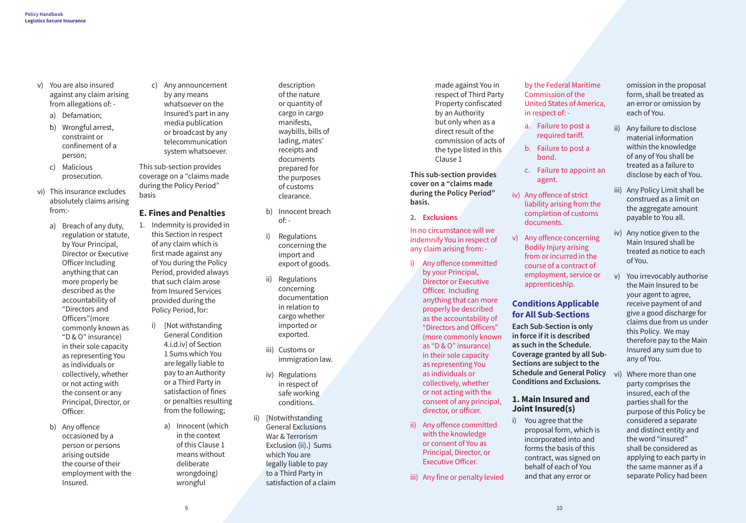v) You are also insured against any claim arising from allegations of: -

a) Defamation;

b) Wrongful arrest, constraint or confinement of a person;

c) Malicious prosecution.

vi) This insurance excludes absolutely claims arising from:-

a) Breach of any duty, regulation or statute, by Your Principal, Director or Executive Officer Including anything that can more properly be described as the accountability of "Directors and Officers"(more commonly known as "D & O" insurance) in their sole capacity as representing You as individuals or collectively, whether or not acting with the consent or any Principal, Director, or Officer.

b) Any offence occasioned by a person or persons arising outside the course of their employment with the Insured.

c) Any announcement by any means whatsoever on the Insured's part in any media publication or broadcast by any telecommunication system whatsoever.

This sub-section provides coverage on a "claims made during the Policy Period" basis

## E. Fines and Penalties

1. Indemnity is provided in this Section in respect of any claim which is first made against any of You during the Policy Period, provided always that such claim arose from Insured Services provided during the Policy Period, for:

i) [Not withstanding General Condition 4.i.d.iv] of Section 1 Sums which You are legally liable to pay to an Authority or a Third Party in satisfaction of fines or penalties resulting from the following;

a) Innocent (which in the context of this Clause 1 means without deliberate wrongdoing) wrongful description of the nature or quantity of cargo in cargo manifests, waybills, bills of lading, mates' receipts and documents prepared for the purposes of customs clearance.

b) Innocent breach of: -

i) Regulations concerning the import and export of goods.

ii) Regulations concerning documentation in relation to cargo whether imported or exported.

iii) Customs or immigration law.

iv) Regulations in respect of safe working conditions.

ii) [Notwithstanding General Exclusions War & Terrorism Exclusion (ii).] Sums which You are legally liable to pay to a Third Party in satisfaction of a claim made against You in respect of Third Party Property confiscated by an Authority but only when as a direct result of the commission of acts of the type listed in this Clause 1

**This sub-section provides cover on a "claims made during the Policy Period" basis.**

### 2. Exclusions

In no circumstance will we indemnify You in respect of any claim arising from: -

i) Any offence committed by your Principal, Director or Executive Officer. Including anything that can more properly be described as the accountability of "Directors and Officers" (more commonly known as "D & O" insurance) in their sole capacity as representing You as individuals or collectively, whether or not acting with the consent of any principal, director, or officer.

ii) Any offence committed with the knowledge or consent of You as Principal, Director, or Executive Officer.

iii) Any fine or penalty levied by the Federal Maritime Commission of the United States of America, in respect of: -

a. Failure to post a required tariff.

b. Failure to post a bond.

c. Failure to appoint an agent.

iv) Any offence of strict liability arising from the completion of customs documents.

v) Any offence concerning Bodily Injury arising from or incurred in the course of a contract of employment, service or apprenticeship.

## Conditions Applicable for All Sub-Sections

**Each Sub-Section is only in force if it is described as such in the Schedule. Coverage granted by all Sub-Sections are subject to the Schedule and General Policy Conditions and Exclusions.**

### 1. Main Insured and Joint Insured(s)

i) You agree that the proposal form, which is incorporated into and forms the basis of this contract, was signed on behalf of each of You and that any error or omission in the proposal form, shall be treated as an error or omission by each of You.

ii) Any failure to disclose material information within the knowledge of any of You shall be treated as a failure to disclose by each of You.

iii) Any Policy Limit shall be construed as a limit on the aggregate amount payable to You all.

iv) Any notice given to the Main Insured shall be treated as notice to each of You.

v) You irrevocably authorise the Main Insured to be your agent to agree, receive payment of and give a good discharge for claims due from us under this Policy. We may therefore pay to the Main Insured any sum due to any of You.

vi) Where more than one party comprises the insured, each of the parties shall for the purpose of this Policy be considered a separate and distinct entity and the word "insured" shall be considered as applying to each party in the same manner as if a separate Policy had been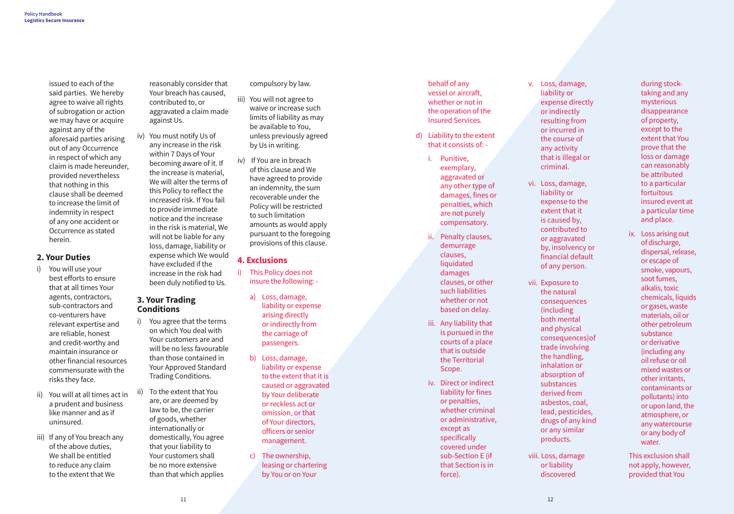issued to each of the said parties. We hereby agree to waive all rights of subrogation or action we may have or acquire against any of the aforesaid parties arising out of any Occurrence in respect of which any claim is made hereunder, provided nevertheless that nothing in this clause shall be deemed to increase the limit of indemnity in respect of any one accident or Occurrence as stated herein.

## 2. Your Duties

i) You will use your best efforts to ensure that at all times Your agents, contractors, sub-contractors and co-venturers have relevant expertise and are reliable, honest and credit-worthy and maintain insurance or other financial resources commensurate with the risks they face.

ii) You will at all times act in a prudent and business like manner and as if uninsured.

iii) If any of You breach any of the above duties, We shall be entitled to reduce any claim to the extent that We reasonably consider that Your breach has caused, contributed to, or aggravated a claim made against Us.

iv) You must notify Us of any increase in the risk within 7 Days of Your becoming aware of it. If the increase is material, We will alter the terms of this Policy to reflect the increased risk. If You fail to provide immediate notice and the increase in the risk is material, We will not be liable for any loss, damage, liability or expense which We would have excluded if the increase in the risk had been duly notified to Us.

## 3. Your Trading Conditions

i) You agree that the terms on which You deal with Your customers are and will be no less favourable than those contained in Your Approved Standard Trading Conditions.

ii) To the extent that You are, or are deemed by law to be, the carrier of goods, whether internationally or domestically, You agree that your liability to Your customers shall be no more extensive than that which applies compulsory by law.

iii) You will not agree to waive or increase such limits of liability as may be available to You, unless previously agreed by Us in writing.

iv) If You are in breach of this clause and We have agreed to provide an indemnity, the sum recoverable under the Policy will be restricted to such limitation amounts as would apply pursuant to the foregoing provisions of this clause.

## 4. Exclusions

i) This Policy does not insure the following: -

a) Loss, damage, liability or expense arising directly or indirectly from the carriage of passengers.

b) Loss, damage, liability or expense to the extent that it is caused or aggravated by Your deliberate or reckless act or omission, or that of Your directors, officers or senior management.

c) The ownership, leasing or chartering by You or on Your behalf of any vessel or aircraft, whether or not in the operation of the Insured Services.

d) Liability to the extent that it consists of: -

i. Punitive, exemplary, aggravated or any other type of damages, fines or penalties, which are not purely compensatory.

ii. Penalty clauses, demurrage clauses, liquidated damages clauses, or other such liabilities whether or not based on delay.

iii. Any liability that is pursued in the courts of a place that is outside the Territorial Scope.

iv. Direct or indirect liability for fines or penalties, whether criminal or administrative, except as specifically covered under sub-Section E (if that Section is in force).

v. Loss, damage, liability or expense directly or indirectly resulting from or incurred in the course of any activity that is illegal or criminal.

vi. Loss, damage, liability or expense to the extent that it is caused by, contributed to or aggravated by, insolvency or financial default of any person.

vii. Exposure to the natural consequences (including both mental and physical consequences)of trade involving the handling, inhalation or absorption of substances derived from asbestos, coal, lead, pesticides, drugs of any kind or any similar products.

viii. Loss, damage or liability discovered during stock-taking and any mysterious disappearance of property, except to the extent that You prove that the loss or damage can reasonably be attributed to a particular fortuitous insured event at a particular time and place.

ix. Loss arising out of discharge, dispersal, release, or escape of smoke, vapours, soot fumes, alkalis, toxic chemicals, liquids or gases, waste materials, oil or other petroleum substance or derivative (including any oil refuse or oil mixed wastes or other irritants, contaminants or pollutants) into or upon land, the atmosphere, or any watercourse or any body of water.

This exclusion shall not apply, however, provided that You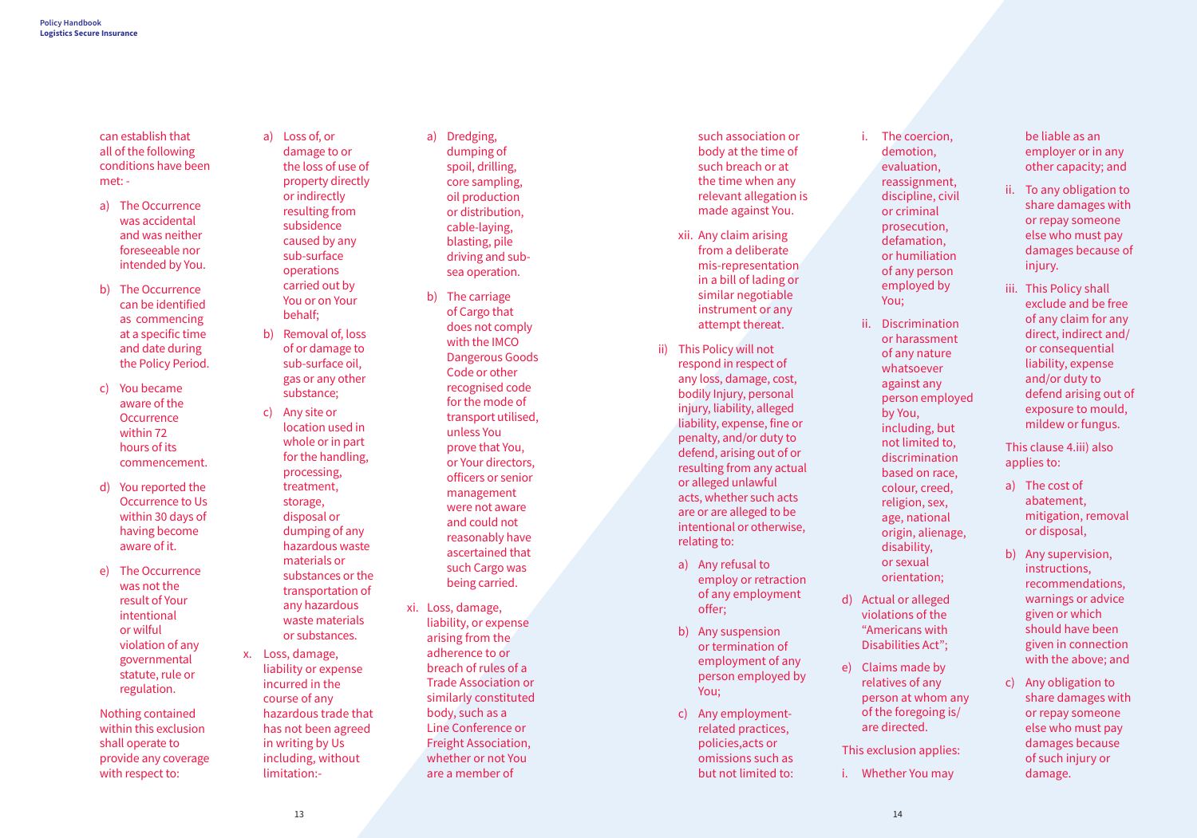can establish that all of the following conditions have been met: -

a) The Occurrence was accidental and was neither foreseeable nor intended by You.

b) The Occurrence can be identified as commencing at a specific time and date during the Policy Period.

c) You became aware of the Occurrence within 72 hours of its commencement.

d) You reported the Occurrence to Us within 30 days of having become aware of it.

e) The Occurrence was not the result of Your intentional or wilful violation of any governmental statute, rule or regulation.

Nothing contained within this exclusion shall operate to provide any coverage with respect to:

a) Loss of, or damage to or the loss of use of property directly or indirectly resulting from subsidence caused by any sub-surface operations carried out by You or on Your behalf;

b) Removal of, loss of or damage to sub-surface oil, gas or any other substance;

c) Any site or location used in whole or in part for the handling, processing, treatment, storage, disposal or dumping of any hazardous waste materials or substances or the transportation of any hazardous waste materials or substances.

x. Loss, damage, liability or expense incurred in the course of any hazardous trade that has not been agreed in writing by Us including, without limitation:-

a) Dredging, dumping of spoil, drilling, core sampling, oil production or distribution, cable-laying, blasting, pile driving and sub-sea operation.

b) The carriage of Cargo that does not comply with the IMCO Dangerous Goods Code or other recognised code for the mode of transport utilised, unless You prove that You, or Your directors, officers or senior management were not aware and could not reasonably have ascertained that such Cargo was being carried.

xi. Loss, damage, liability, or expense arising from the adherence to or breach of rules of a Trade Association or similarly constituted body, such as a Line Conference or Freight Association, whether or not You are a member of such association or body at the time of such breach or at the time when any relevant allegation is made against You.

xii. Any claim arising from a deliberate mis-representation in a bill of lading or similar negotiable instrument or any attempt thereat.

ii) This Policy will not respond in respect of any loss, damage, cost, bodily Injury, personal injury, liability, alleged liability, expense, fine or penalty, and/or duty to defend, arising out of or resulting from any actual or alleged unlawful acts, whether such acts are or are alleged to be intentional or otherwise, relating to:

a) Any refusal to employ or retraction of any employment offer;

b) Any suspension or termination of employment of any person employed by You;

c) Any employment-related practices, policies,acts or omissions such as but not limited to:

i. The coercion, demotion, evaluation, reassignment, discipline, civil or criminal prosecution, defamation, or humiliation of any person employed by You;

ii. Discrimination or harassment of any nature whatsoever against any person employed by You, including, but not limited to, discrimination based on race, colour, creed, religion, sex, age, national origin, alienage, disability, or sexual orientation;

d) Actual or alleged violations of the "Americans with Disabilities Act";

e) Claims made by relatives of any person at whom any of the foregoing is/are directed.

This exclusion applies:

i. Whether You may be liable as an employer or in any other capacity; and

ii. To any obligation to share damages with or repay someone else who must pay damages because of injury.

iii. This Policy shall exclude and be free of any claim for any direct, indirect and/or consequential liability, expense and/or duty to defend arising out of exposure to mould, mildew or fungus.

This clause 4.iii) also applies to:

a) The cost of abatement, mitigation, removal or disposal,

b) Any supervision, instructions, recommendations, warnings or advice given or which should have been given in connection with the above; and

c) Any obligation to share damages with or repay someone else who must pay damages because of such injury or damage.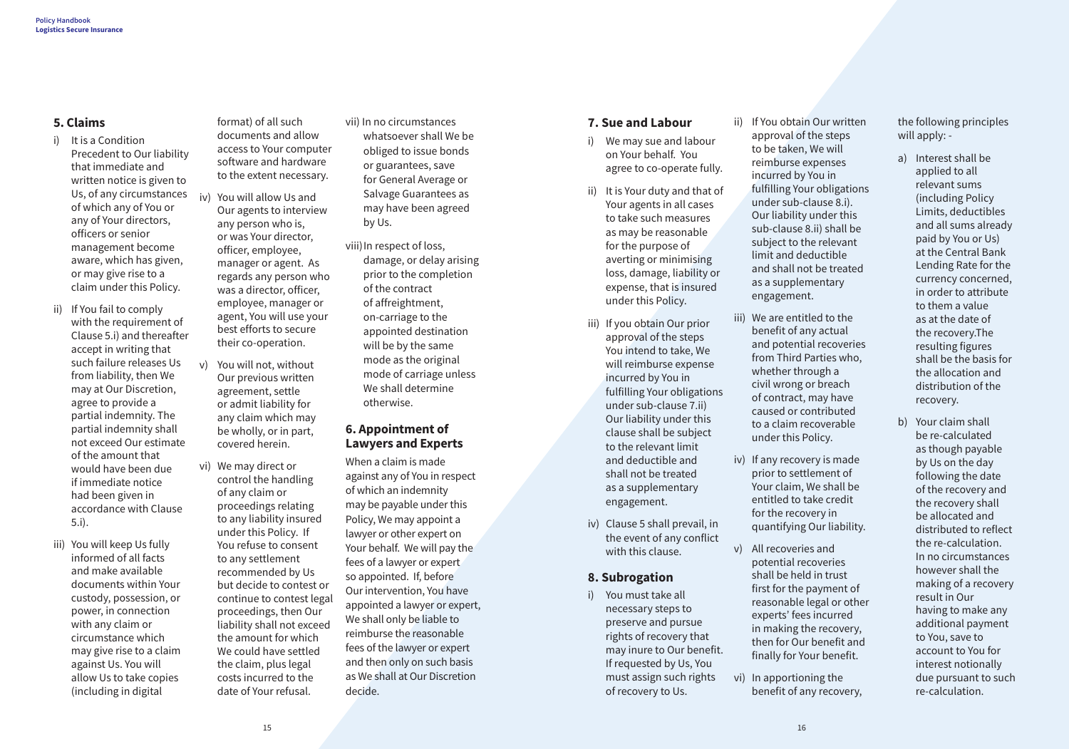## 5. Claims

i) It is a Condition Precedent to Our liability that immediate and written notice is given to Us, of any circumstances of which any of You or any of Your directors, officers or senior management become aware, which has given, or may give rise to a claim under this Policy.

ii) If You fail to comply with the requirement of Clause 5.i) and thereafter accept in writing that such failure releases Us from liability, then We may at Our Discretion, agree to provide a partial indemnity. The partial indemnity shall not exceed Our estimate of the amount that would have been due if immediate notice had been given in accordance with Clause 5.i).

iii) You will keep Us fully informed of all facts and make available documents within Your custody, possession, or power, in connection with any claim or circumstance which may give rise to a claim against Us. You will allow Us to take copies (including in digital format) of all such documents and allow access to Your computer software and hardware to the extent necessary.

iv) You will allow Us and Our agents to interview any person who is, or was Your director, officer, employee, manager or agent. As regards any person who was a director, officer, employee, manager or agent, You will use your best efforts to secure their co-operation.

v) You will not, without Our previous written agreement, settle or admit liability for any claim which may be wholly, or in part, covered herein.

vi) We may direct or control the handling of any claim or proceedings relating to any liability insured under this Policy. If You refuse to consent to any settlement recommended by Us but decide to contest or continue to contest legal proceedings, then Our liability shall not exceed the amount for which We could have settled the claim, plus legal costs incurred to the date of Your refusal.

vii) In no circumstances whatsoever shall We be obliged to issue bonds or guarantees, save for General Average or Salvage Guarantees as may have been agreed by Us.

viii) In respect of loss, damage, or delay arising prior to the completion of the contract of affreightment, on-carriage to the appointed destination will be by the same mode as the original mode of carriage unless We shall determine otherwise.

## 6. Appointment of Lawyers and Experts

When a claim is made against any of You in respect of which an indemnity may be payable under this Policy, We may appoint a lawyer or other expert on Your behalf. We will pay the fees of a lawyer or expert so appointed. If, before Our intervention, You have appointed a lawyer or expert, We shall only be liable to reimburse the reasonable fees of the lawyer or expert and then only on such basis as We shall at Our Discretion decide.

## 7. Sue and Labour

i) We may sue and labour on Your behalf. You agree to co-operate fully.

ii) It is Your duty and that of Your agents in all cases to take such measures as may be reasonable for the purpose of averting or minimising loss, damage, liability or expense, that is insured under this Policy.

iii) If you obtain Our prior approval of the steps You intend to take, We will reimburse expense incurred by You in fulfilling Your obligations under sub-clause 7.ii) Our liability under this clause shall be subject to the relevant limit and deductible and shall not be treated as a supplementary engagement.

iv) Clause 5 shall prevail, in the event of any conflict with this clause.

## 8. Subrogation

i) You must take all necessary steps to preserve and pursue rights of recovery that may inure to Our benefit. If requested by Us, You must assign such rights of recovery to Us.

ii) If You obtain Our written approval of the steps to be taken, We will reimburse expenses incurred by You in fulfilling Your obligations under sub-clause 8.i). Our liability under this sub-clause 8.ii) shall be subject to the relevant limit and deductible and shall not be treated as a supplementary engagement.

iii) We are entitled to the benefit of any actual and potential recoveries from Third Parties who, whether through a civil wrong or breach of contract, may have caused or contributed to a claim recoverable under this Policy.

iv) If any recovery is made prior to settlement of Your claim, We shall be entitled to take credit for the recovery in quantifying Our liability.

v) All recoveries and potential recoveries shall be held in trust first for the payment of reasonable legal or other experts' fees incurred in making the recovery, then for Our benefit and finally for Your benefit.

vi) In apportioning the benefit of any recovery, the following principles will apply: -

a) Interest shall be applied to all relevant sums (including Policy Limits, deductibles and all sums already paid by You or Us) at the Central Bank Lending Rate for the currency concerned, in order to attribute to them a value as at the date of the recovery.The resulting figures shall be the basis for the allocation and distribution of the recovery.

b) Your claim shall be re-calculated as though payable by Us on the day following the date of the recovery and the recovery shall be allocated and distributed to reflect the re-calculation. In no circumstances however shall the making of a recovery result in Our having to make any additional payment to You, save to account to You for interest notionally due pursuant to such re-calculation.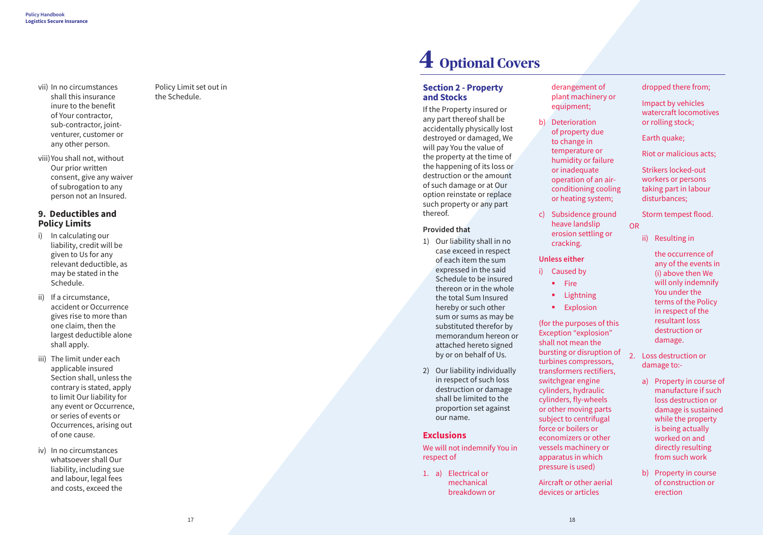vii) In no circumstances shall this insurance inure to the benefit of Your contractor, sub-contractor, joint-venturer, customer or any other person.

viii) You shall not, without Our prior written consent, give any waiver of subrogation to any person not an Insured.

### 9. Deductibles and Policy Limits

i) In calculating our liability, credit will be given to Us for any relevant deductible, as may be stated in the Schedule.

ii) If a circumstance, accident or Occurrence gives rise to more than one claim, then the largest deductible alone shall apply.

iii) The limit under each applicable insured Section shall, unless the contrary is stated, apply to limit Our liability for any event or Occurrence, or series of events or Occurrences, arising out of one cause.

iv) In no circumstances whatsoever shall Our liability, including sue and labour, legal fees and costs, exceed the Policy Limit set out in the Schedule.

# 4 Optional Covers

### Section 2 - Property and Stocks

If the Property insured or any part thereof shall be accidentally physically lost destroyed or damaged, We will pay You the value of the property at the time of the happening of its loss or destruction or the amount of such damage or at Our option reinstate or replace such property or any part thereof.

**Provided that**

1) Our liability shall in no case exceed in respect of each item the sum expressed in the said Schedule to be insured thereon or in the whole the total Sum Insured hereby or such other sum or sums as may be substituted therefor by memorandum hereon or attached hereto signed by or on behalf of Us.

2) Our liability individually in respect of such loss destruction or damage shall be limited to the proportion set against our name.

### Exclusions

We will not indemnify You in respect of

1. a) Electrical or mechanical breakdown or derangement of plant machinery or equipment;

   b) Deterioration of property due to change in temperature or humidity or failure or inadequate operation of an air-conditioning cooling or heating system;

   c) Subsidence ground heave landslip erosion settling or cracking.

   **Unless either**

   i) Caused by
   - Fire
   - Lightning
   - Explosion

   (for the purposes of this Exception "explosion" shall not mean the bursting or disruption of turbines compressors, transformers rectifiers, switchgear engine cylinders, hydraulic cylinders, fly-wheels or other moving parts subject to centrifugal force or boilers or economizers or other vessels machinery or apparatus in which pressure is used)

   Aircraft or other aerial devices or articles dropped there from;

   Impact by vehicles watercraft locomotives or rolling stock;

   Earth quake;

   Riot or malicious acts;

   Strikers locked-out workers or persons taking part in labour disturbances;

   Storm tempest flood.

   OR

   ii) Resulting in

   the occurrence of any of the events in (i) above then We will only indemnify You under the terms of the Policy in respect of the resultant loss destruction or damage.

2. Loss destruction or damage to:-

   a) Property in course of manufacture if such loss destruction or damage is sustained while the property is being actually worked on and directly resulting from such work

   b) Property in course of construction or erection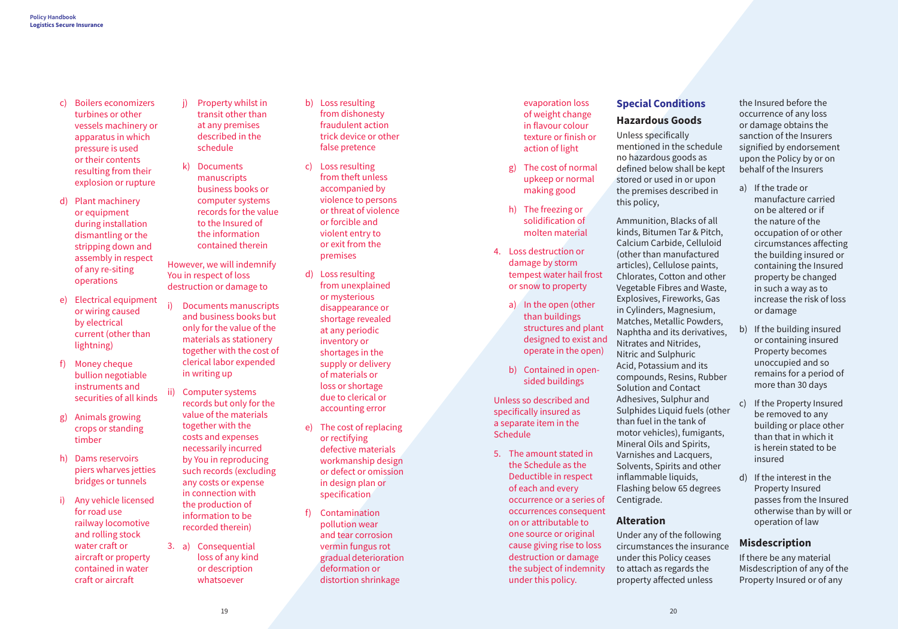c) Boilers economizers turbines or other vessels machinery or apparatus in which pressure is used or their contents resulting from their explosion or rupture

d) Plant machinery or equipment during installation dismantling or the stripping down and assembly in respect of any re-siting operations

e) Electrical equipment or wiring caused by electrical current (other than lightning)

f) Money cheque bullion negotiable instruments and securities of all kinds

g) Animals growing crops or standing timber

h) Dams reservoirs piers wharves jetties bridges or tunnels

i) Any vehicle licensed for road use railway locomotive and rolling stock water craft or aircraft or property contained in water craft or aircraft

j) Property whilst in transit other than at any premises described in the schedule

k) Documents manuscripts business books or computer systems records for the value to the Insured of the information contained therein

However, we will indemnify You in respect of loss destruction or damage to

i) Documents manuscripts and business books but only for the value of the materials as stationery together with the cost of clerical labor expended in writing up

ii) Computer systems records but only for the value of the materials together with the costs and expenses necessarily incurred by You in reproducing such records (excluding any costs or expense in connection with the production of information to be recorded therein)

3. a) Consequential loss of any kind or description whatsoever

b) Loss resulting from dishonesty fraudulent action trick device or other false pretence

c) Loss resulting from theft unless accompanied by violence to persons or threat of violence or forcible and violent entry to or exit from the premises

d) Loss resulting from unexplained or mysterious disappearance or shortage revealed at any periodic inventory or shortages in the supply or delivery of materials or loss or shortage due to clerical or accounting error

e) The cost of replacing or rectifying defective materials workmanship design or defect or omission in design plan or specification

f) Contamination pollution wear and tear corrosion vermin fungus rot gradual deterioration deformation or distortion shrinkage evaporation loss of weight change in flavour colour texture or finish or action of light

g) The cost of normal upkeep or normal making good

h) The freezing or solidification of molten material

4. Loss destruction or damage by storm tempest water hail frost or snow to property

a) In the open (other than buildings structures and plant designed to exist and operate in the open)

b) Contained in open-sided buildings

Unless so described and specifically insured as a separate item in the Schedule

5. The amount stated in the Schedule as the Deductible in respect of each and every occurrence or a series of occurrences consequent on or attributable to one source or original cause giving rise to loss destruction or damage the subject of indemnity under this policy.

## Special Conditions

### Hazardous Goods

Unless specifically mentioned in the schedule no hazardous goods as defined below shall be kept stored or used in or upon the premises described in this policy,

Ammunition, Blacks of all kinds, Bitumen Tar & Pitch, Calcium Carbide, Celluloid (other than manufactured articles), Cellulose paints, Chlorates, Cotton and other Vegetable Fibres and Waste, Explosives, Fireworks, Gas in Cylinders, Magnesium, Matches, Metallic Powders, Naphtha and its derivatives, Nitrates and Nitrides, Nitric and Sulphuric Acid, Potassium and its compounds, Resins, Rubber Solution and Contact Adhesives, Sulphur and Sulphides Liquid fuels (other than fuel in the tank of motor vehicles), fumigants, Mineral Oils and Spirits, Varnishes and Lacquers, Solvents, Spirits and other inflammable liquids, Flashing below 65 degrees Centigrade.

### Alteration

Under any of the following circumstances the insurance under this Policy ceases to attach as regards the property affected unless the Insured before the occurrence of any loss or damage obtains the sanction of the Insurers signified by endorsement upon the Policy by or on behalf of the Insurers

a) If the trade or manufacture carried on be altered or if the nature of the occupation of or other circumstances affecting the building insured or containing the Insured property be changed in such a way as to increase the risk of loss or damage

b) If the building insured or containing insured Property becomes unoccupied and so remains for a period of more than 30 days

c) If the Property Insured be removed to any building or place other than that in which it is herein stated to be insured

d) If the interest in the Property Insured passes from the Insured otherwise than by will or operation of law

### Misdescription

If there be any material Misdescription of any of the Property Insured or of any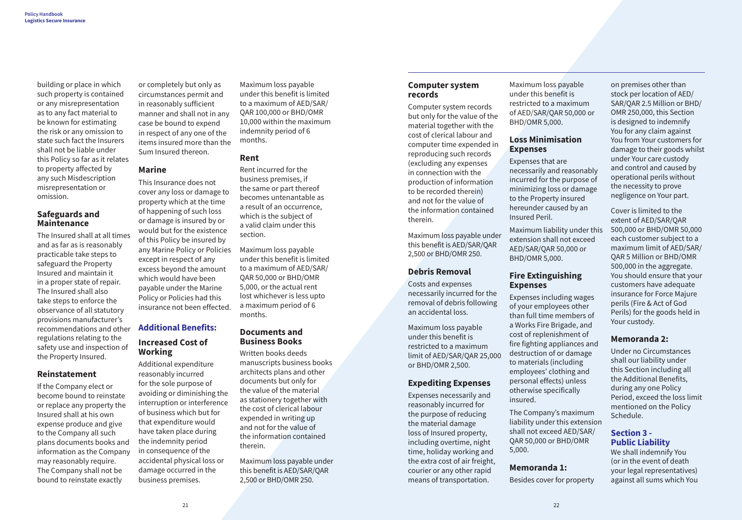building or place in which such property is contained or any misrepresentation as to any fact material to be known for estimating the risk or any omission to state such fact the Insurers shall not be liable under this Policy so far as it relates to property affected by any such Misdescription misrepresentation or omission.

### Safeguards and Maintenance

The Insured shall at all times and as far as is reasonably practicable take steps to safeguard the Property Insured and maintain it in a proper state of repair. The Insured shall also take steps to enforce the observance of all statutory provisions manufacturer's recommendations and other regulations relating to the safety use and inspection of the Property Insured.

### Reinstatement

If the Company elect or become bound to reinstate or replace any property the Insured shall at his own expense produce and give to the Company all such plans documents books and information as the Company may reasonably require. The Company shall not be bound to reinstate exactly or completely but only as circumstances permit and in reasonably sufficient manner and shall not in any case be bound to expend in respect of any one of the items insured more than the Sum Insured thereon.

### Marine

This Insurance does not cover any loss or damage to property which at the time of happening of such loss or damage is insured by or would but for the existence of this Policy be insured by any Marine Policy or Policies except in respect of any excess beyond the amount which would have been payable under the Marine Policy or Policies had this insurance not been effected.

## Additional Benefits:

### Increased Cost of Working

Additional expenditure reasonably incurred for the sole purpose of avoiding or diminishing the interruption or interference of business which but for that expenditure would have taken place during the indemnity period in consequence of the accidental physical loss or damage occurred in the business premises.

Maximum loss payable under this benefit is limited to a maximum of AED/SAR/QAR 100,000 or BHD/OMR 10,000 within the maximum indemnity period of 6 months.

### Rent

Rent incurred for the business premises, if the same or part thereof becomes untenantable as a result of an occurrence, which is the subject of a valid claim under this section.

Maximum loss payable under this benefit is limited to a maximum of AED/SAR/QAR 50,000 or BHD/OMR 5,000, or the actual rent lost whichever is less upto a maximum period of 6 months.

### Documents and Business Books

Written books deeds manuscripts business books architects plans and other documents but only for the value of the material as stationery together with the cost of clerical labour expended in writing up and not for the value of the information contained therein.

Maximum loss payable under this benefit is AED/SAR/QAR 2,500 or BHD/OMR 250.

### Computer system records

Computer system records but only for the value of the material together with the cost of clerical labour and computer time expended in reproducing such records (excluding any expenses in connection with the production of information to be recorded therein) and not for the value of the information contained therein.

Maximum loss payable under this benefit is AED/SAR/QAR 2,500 or BHD/OMR 250.

### Debris Removal

Costs and expenses necessarily incurred for the removal of debris following an accidental loss.

Maximum loss payable under this benefit is restricted to a maximum limit of AED/SAR/QAR 25,000 or BHD/OMR 2,500.

### Expediting Expenses

Expenses necessarily and reasonably incurred for the purpose of reducing the material damage loss of Insured property, including overtime, night time, holiday working and the extra cost of air freight, courier or any other rapid means of transportation.

Maximum loss payable under this benefit is restricted to a maximum of AED/SAR/QAR 50,000 or BHD/OMR 5,000.

### Loss Minimisation Expenses

Expenses that are necessarily and reasonably incurred for the purpose of minimizing loss or damage to the Property insured hereunder caused by an Insured Peril.

Maximum liability under this extension shall not exceed AED/SAR/QAR 50,000 or BHD/OMR 5,000.

### Fire Extinguishing Expenses

Expenses including wages of your employees other than full time members of a Works Fire Brigade, and cost of replenishment of fire fighting appliances and destruction of or damage to materials (including employees' clothing and personal effects) unless otherwise specifically insured.

The Company's maximum liability under this extension shall not exceed AED/SAR/QAR 50,000 or BHD/OMR 5,000.

### Memoranda 1:

Besides cover for property on premises other than stock per location of AED/SAR/QAR 2.5 Million or BHD/OMR 250,000, this Section is designed to indemnify You for any claim against You from Your customers for damage to their goods whilst under Your care custody and control and caused by operational perils without the necessity to prove negligence on Your part.

Cover is limited to the extent of AED/SAR/QAR 500,000 or BHD/OMR 50,000 each customer subject to a maximum limit of AED/SAR/QAR 5 Million or BHD/OMR 500,000 in the aggregate. You should ensure that your customers have adequate insurance for Force Majure perils (Fire & Act of God Perils) for the goods held in Your custody.

### Memoranda 2:

Under no Circumstances shall our liability under this Section including all the Additional Benefits, during any one Policy Period, exceed the loss limit mentioned on the Policy Schedule.

## Section 3 - Public Liability

We shall indemnify You (or in the event of death your legal representatives) against all sums which You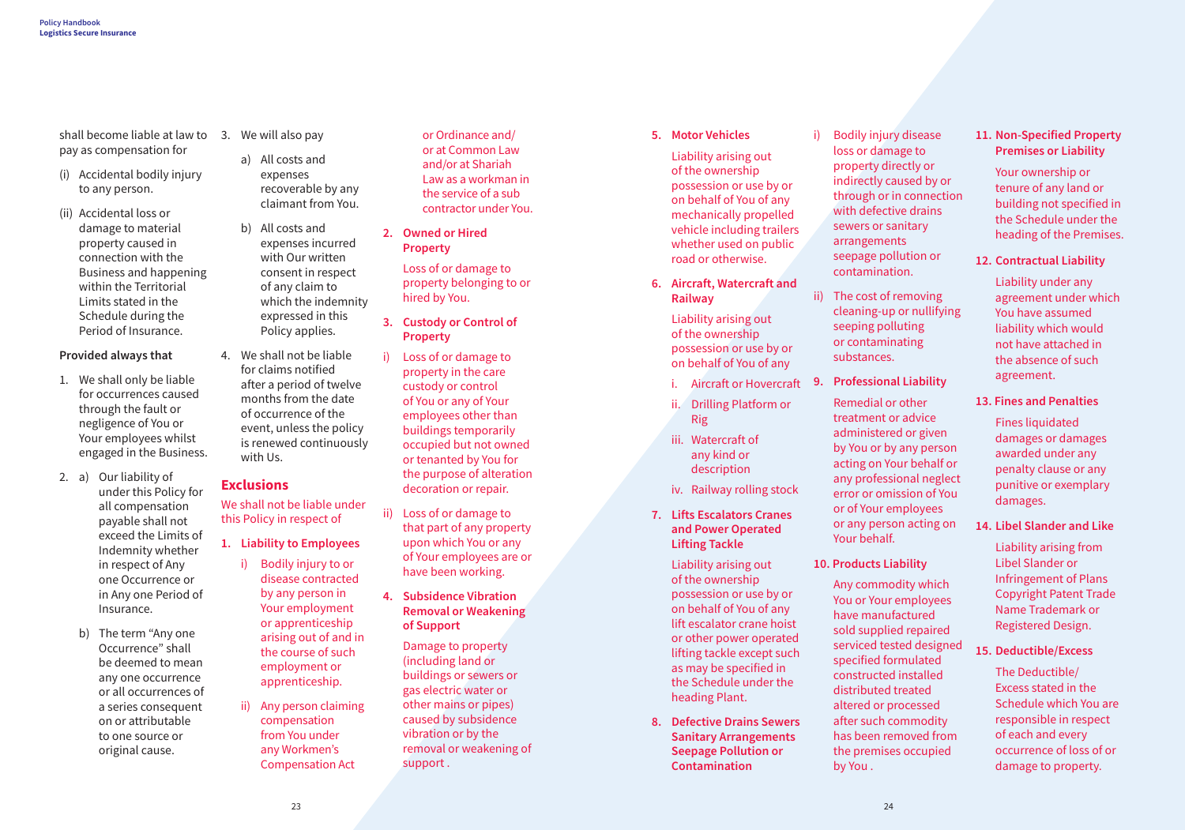shall become liable at law to pay as compensation for

(i) Accidental bodily injury to any person.

(ii) Accidental loss or damage to material property caused in connection with the Business and happening within the Territorial Limits stated in the Schedule during the Period of Insurance.

**Provided always that**

1. We shall only be liable for occurrences caused through the fault or negligence of You or Your employees whilst engaged in the Business.

2. a) Our liability of under this Policy for all compensation payable shall not exceed the Limits of Indemnity whether in respect of Any one Occurrence or in Any one Period of Insurance.

   b) The term "Any one Occurrence" shall be deemed to mean any one occurrence or all occurrences of a series consequent on or attributable to one source or original cause.

3. We will also pay

   a) All costs and expenses recoverable by any claimant from You.

   b) All costs and expenses incurred with Our written consent in respect of any claim to which the indemnity expressed in this Policy applies.

4. We shall not be liable for claims notified after a period of twelve months from the date of occurrence of the event, unless the policy is renewed continuously with Us.

## Exclusions

We shall not be liable under this Policy in respect of

**1. Liability to Employees**

i) Bodily injury to or disease contracted by any person in Your employment or apprenticeship arising out of and in the course of such employment or apprenticeship.

ii) Any person claiming compensation from You under any Workmen's Compensation Act or Ordinance and/ or at Common Law and/or at Shariah Law as a workman in the service of a sub contractor under You.

**2. Owned or Hired Property**

Loss of or damage to property belonging to or hired by You.

**3. Custody or Control of Property**

i) Loss of or damage to property in the care custody or control of You or any of Your employees other than buildings temporarily occupied but not owned or tenanted by You for the purpose of alteration decoration or repair.

ii) Loss of or damage to that part of any property upon which You or any of Your employees are or have been working.

**4. Subsidence Vibration Removal or Weakening of Support**

Damage to property (including land or buildings or sewers or gas electric water or other mains or pipes) caused by subsidence vibration or by the removal or weakening of support .

**5. Motor Vehicles**

Liability arising out of the ownership possession or use by or on behalf of You of any mechanically propelled vehicle including trailers whether used on public road or otherwise.

**6. Aircraft, Watercraft and Railway**

Liability arising out of the ownership possession or use by or on behalf of You of any

i. Aircraft or Hovercraft

ii. Drilling Platform or Rig

iii. Watercraft of any kind or description

iv. Railway rolling stock

**7. Lifts Escalators Cranes and Power Operated Lifting Tackle**

Liability arising out of the ownership possession or use by or on behalf of You of any lift escalator crane hoist or other power operated lifting tackle except such as may be specified in the Schedule under the heading Plant.

**8. Defective Drains Sewers Sanitary Arrangements Seepage Pollution or Contamination**

i) Bodily injury disease loss or damage to property directly or indirectly caused by or through or in connection with defective drains sewers or sanitary arrangements seepage pollution or contamination.

ii) The cost of removing cleaning-up or nullifying seeping polluting or contaminating substances.

**9. Professional Liability**

Remedial or other treatment or advice administered or given by You or by any person acting on Your behalf or any professional neglect error or omission of You or of Your employees or any person acting on Your behalf.

**10. Products Liability**

Any commodity which You or Your employees have manufactured sold supplied repaired serviced tested designed specified formulated constructed installed distributed treated altered or processed after such commodity has been removed from the premises occupied by You .

**11. Non-Specified Property Premises or Liability**

Your ownership or tenure of any land or building not specified in the Schedule under the heading of the Premises.

**12. Contractual Liability**

Liability under any agreement under which You have assumed liability which would not have attached in the absence of such agreement.

**13. Fines and Penalties**

Fines liquidated damages or damages awarded under any penalty clause or any punitive or exemplary damages.

**14. Libel Slander and Like**

Liability arising from Libel Slander or Infringement of Plans Copyright Patent Trade Name Trademark or Registered Design.

**15. Deductible/Excess**

The Deductible/ Excess stated in the Schedule which You are responsible in respect of each and every occurrence of loss of or damage to property.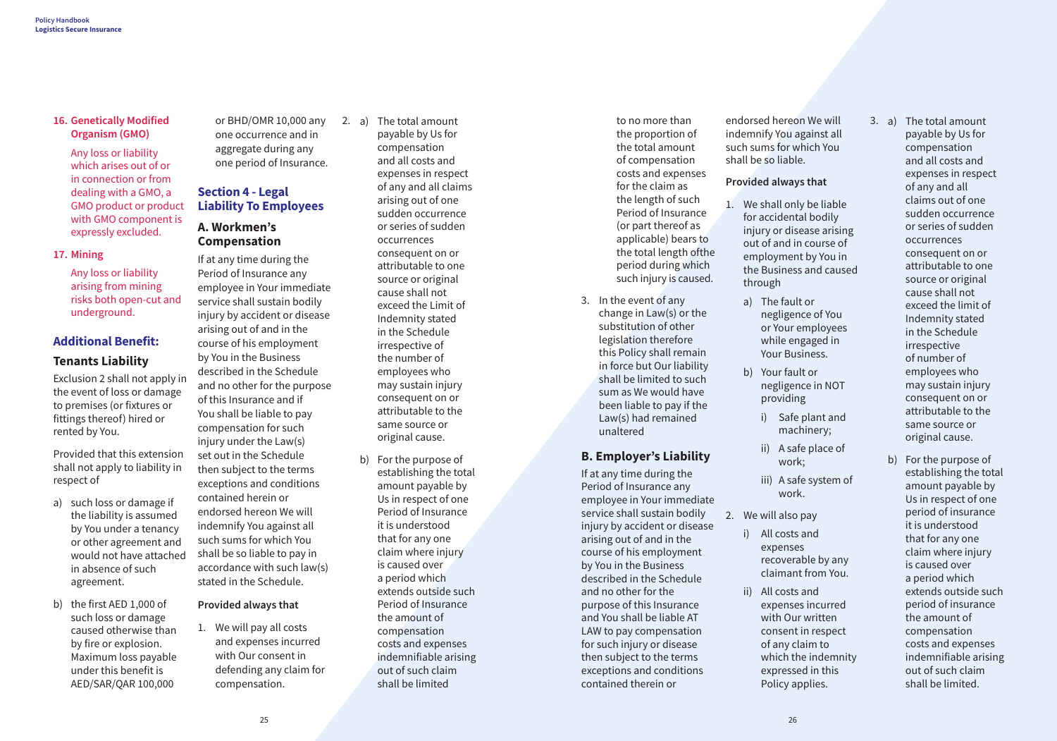**16. Genetically Modified Organism (GMO)**

Any loss or liability which arises out of or in connection or from dealing with a GMO, a GMO product or product with GMO component is expressly excluded.

**17. Mining**

Any loss or liability arising from mining risks both open-cut and underground.

### Additional Benefit:

### Tenants Liability

Exclusion 2 shall not apply in the event of loss or damage to premises (or fixtures or fittings thereof) hired or rented by You.

Provided that this extension shall not apply to liability in respect of

a) such loss or damage if the liability is assumed by You under a tenancy or other agreement and would not have attached in absence of such agreement.

b) the first AED 1,000 of such loss or damage caused otherwise than by fire or explosion. Maximum loss payable under this benefit is AED/SAR/QAR 100,000 or BHD/OMR 10,000 any one occurrence and in aggregate during any one period of Insurance.

## Section 4 - Legal Liability To Employees

### A. Workmen's Compensation

If at any time during the Period of Insurance any employee in Your immediate service shall sustain bodily injury by accident or disease arising out of and in the course of his employment by You in the Business described in the Schedule and no other for the purpose of this Insurance and if You shall be liable to pay compensation for such injury under the Law(s) set out in the Schedule then subject to the terms exceptions and conditions contained herein or endorsed hereon We will indemnify You against all such sums for which You shall be so liable to pay in accordance with such law(s) stated in the Schedule.

**Provided always that**

1. We will pay all costs and expenses incurred with Our consent in defending any claim for compensation.
2. a) The total amount payable by Us for compensation and all costs and expenses in respect of any and all claims arising out of one sudden occurrence or series of sudden occurrences consequent on or attributable to one source or original cause shall not exceed the Limit of Indemnity stated in the Schedule irrespective of the number of employees who may sustain injury consequent on or attributable to the same source or original cause.

   b) For the purpose of establishing the total amount payable by Us in respect of one Period of Insurance it is understood that for any one claim where injury is caused over a period which extends outside such Period of Insurance the amount of compensation costs and expenses indemnifiable arising out of such claim shall be limited to no more than the proportion of the total amount of compensation costs and expenses for the claim as the length of such Period of Insurance (or part thereof as applicable) bears to the total length ofthe period during which such injury is caused.
3. In the event of any change in Law(s) or the substitution of other legislation therefore this Policy shall remain in force but Our liability shall be limited to such sum as We would have been liable to pay if the Law(s) had remained unaltered

### B. Employer's Liability

If at any time during the Period of Insurance any employee in Your immediate service shall sustain bodily injury by accident or disease arising out of and in the course of his employment by You in the Business described in the Schedule and no other for the purpose of this Insurance and You shall be liable AT LAW to pay compensation for such injury or disease then subject to the terms exceptions and conditions contained therein or endorsed hereon We will indemnify You against all such sums for which You shall be so liable.

**Provided always that**

1. We shall only be liable for accidental bodily injury or disease arising out of and in course of employment by You in the Business and caused through
   a) The fault or negligence of You or Your employees while engaged in Your Business.
   b) Your fault or negligence in NOT providing
      i) Safe plant and machinery;
      ii) A safe place of work;
      iii) A safe system of work.
2. We will also pay
   i) All costs and expenses recoverable by any claimant from You.
   ii) All costs and expenses incurred with Our written consent in respect of any claim to which the indemnity expressed in this Policy applies.
3. a) The total amount payable by Us for compensation and all costs and expenses in respect of any and all claims out of one sudden occurrence or series of sudden occurrences consequent on or attributable to one source or original cause shall not exceed the limit of Indemnity stated in the Schedule irrespective of number of employees who may sustain injury consequent on or attributable to the same source or original cause.

   b) For the purpose of establishing the total amount payable by Us in respect of one period of insurance it is understood that for any one claim where injury is caused over a period which extends outside such period of insurance the amount of compensation costs and expenses indemnifiable arising out of such claim shall be limited.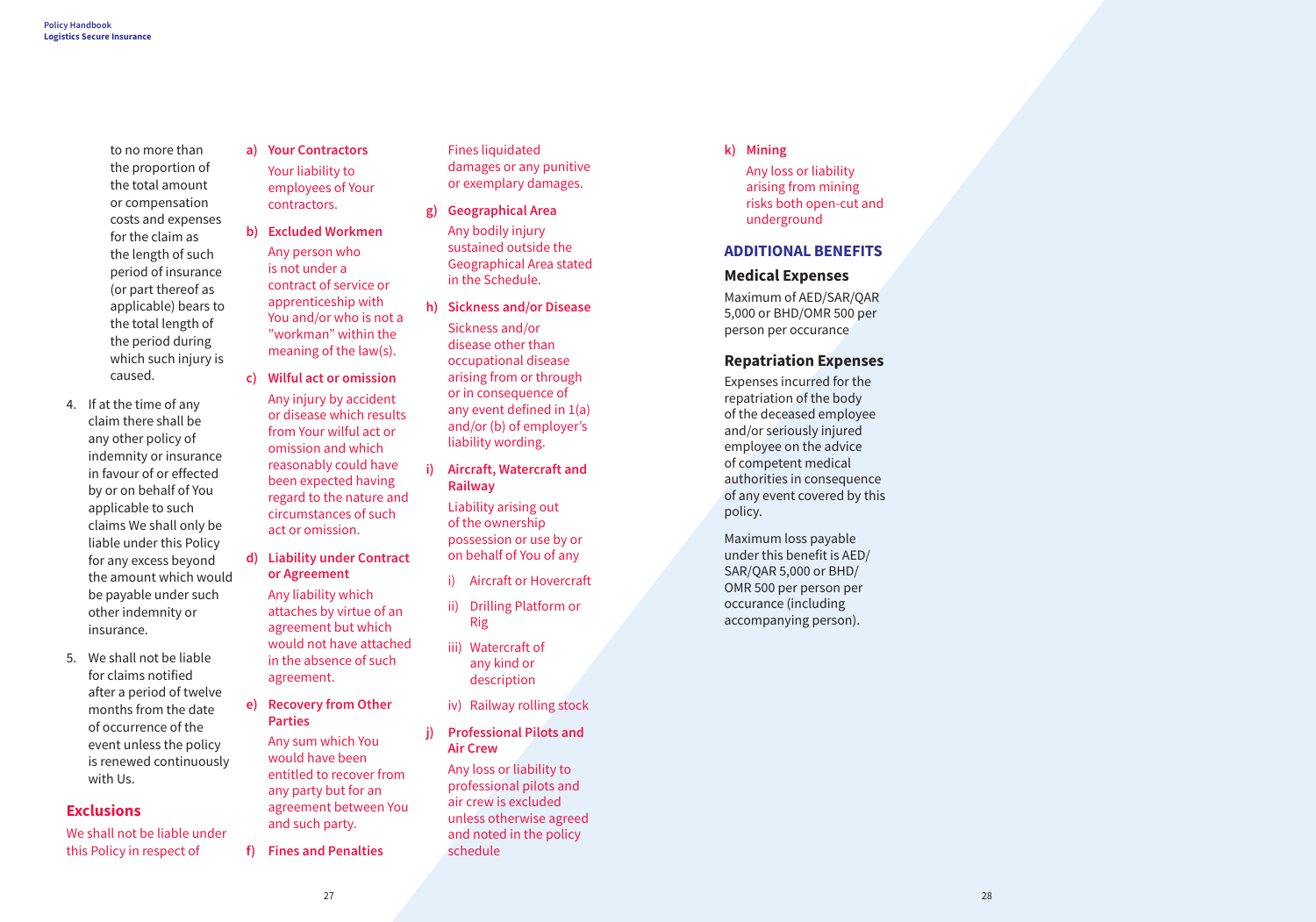to no more than the proportion of the total amount or compensation costs and expenses for the claim as the length of such period of insurance (or part thereof as applicable) bears to the total length of the period during which such injury is caused.

4. If at the time of any claim there shall be any other policy of indemnity or insurance in favour of or effected by or on behalf of You applicable to such claims We shall only be liable under this Policy for any excess beyond the amount which would be payable under such other indemnity or insurance.
5. We shall not be liable for claims notified after a period of twelve months from the date of occurrence of the event unless the policy is renewed continuously with Us.

## Exclusions

We shall not be liable under this Policy in respect of

**a) Your Contractors**

Your liability to employees of Your contractors.

**b) Excluded Workmen**

Any person who is not under a contract of service or apprenticeship with You and/or who is not a "workman" within the meaning of the law(s).

**c) Wilful act or omission**

Any injury by accident or disease which results from Your wilful act or omission and which reasonably could have been expected having regard to the nature and circumstances of such act or omission.

**d) Liability under Contract or Agreement**

Any liability which attaches by virtue of an agreement but which would not have attached in the absence of such agreement.

**e) Recovery from Other Parties**

Any sum which You would have been entitled to recover from any party but for an agreement between You and such party.

**f) Fines and Penalties**

Fines liquidated damages or any punitive or exemplary damages.

**g) Geographical Area**

Any bodily injury sustained outside the Geographical Area stated in the Schedule.

**h) Sickness and/or Disease**

Sickness and/or disease other than occupational disease arising from or through or in consequence of any event defined in 1(a) and/or (b) of employer's liability wording.

**i) Aircraft, Watercraft and Railway**

Liability arising out of the ownership possession or use by or on behalf of You of any

i) Aircraft or Hovercraft
ii) Drilling Platform or Rig
iii) Watercraft of any kind or description
iv) Railway rolling stock

**j) Professional Pilots and Air Crew**

Any loss or liability to professional pilots and air crew is excluded unless otherwise agreed and noted in the policy schedule

**k) Mining**

Any loss or liability arising from mining risks both open-cut and underground

## ADDITIONAL BENEFITS

### Medical Expenses

Maximum of AED/SAR/QAR 5,000 or BHD/OMR 500 per person per occurance

### Repatriation Expenses

Expenses incurred for the repatriation of the body of the deceased employee and/or seriously injured employee on the advice of competent medical authorities in consequence of any event covered by this policy.

Maximum loss payable under this benefit is AED/SAR/QAR 5,000 or BHD/OMR 500 per person per occurance (including accompanying person).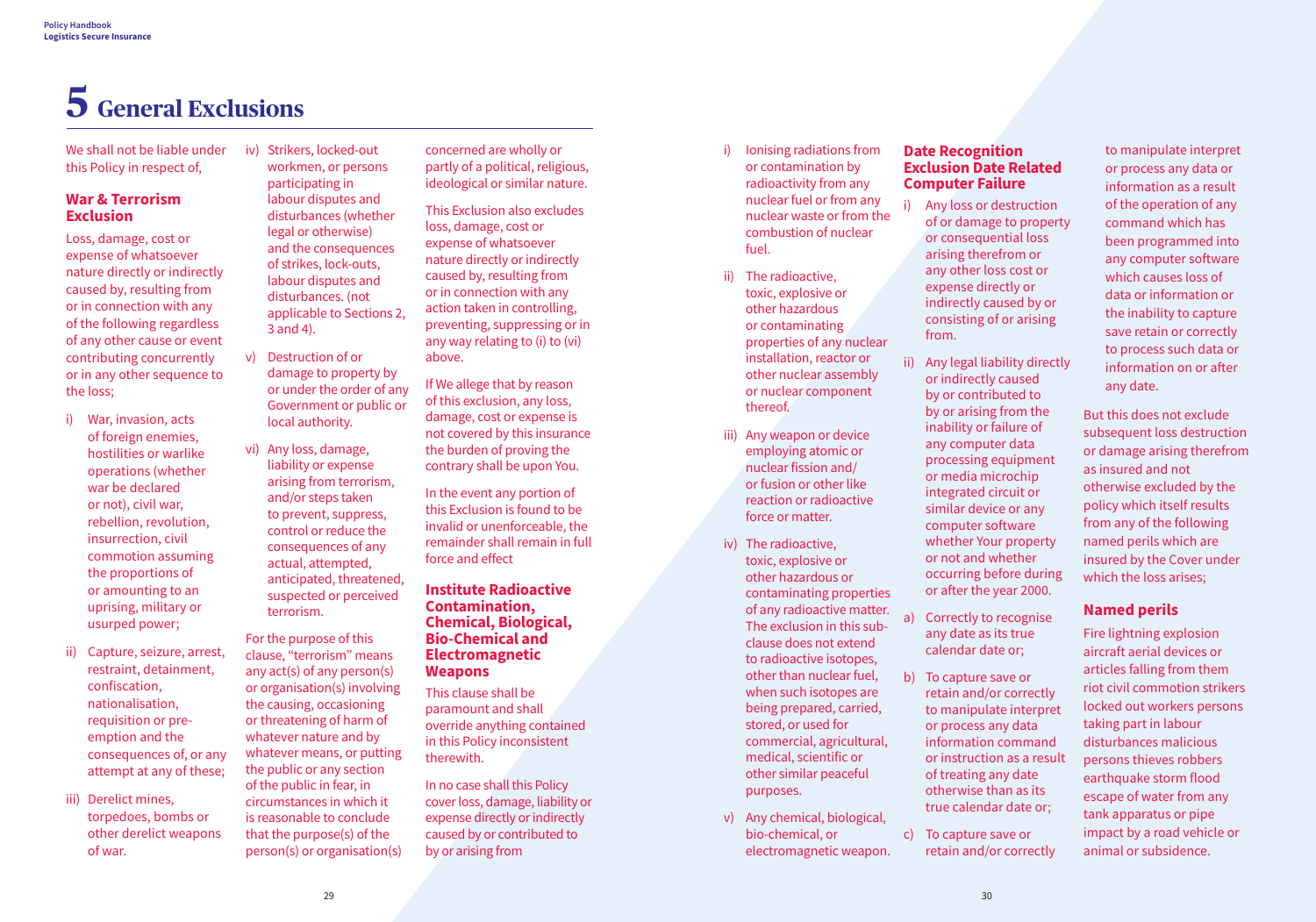# 5 General Exclusions

We shall not be liable under this Policy in respect of,

### War & Terrorism Exclusion

Loss, damage, cost or expense of whatsoever nature directly or indirectly caused by, resulting from or in connection with any of the following regardless of any other cause or event contributing concurrently or in any other sequence to the loss;

i) War, invasion, acts of foreign enemies, hostilities or warlike operations (whether war be declared or not), civil war, rebellion, revolution, insurrection, civil commotion assuming the proportions of or amounting to an uprising, military or usurped power;

ii) Capture, seizure, arrest, restraint, detainment, confiscation, nationalisation, requisition or pre-emption and the consequences of, or any attempt at any of these;

iii) Derelict mines, torpedoes, bombs or other derelict weapons of war.

iv) Strikers, locked-out workmen, or persons participating in labour disputes and disturbances (whether legal or otherwise) and the consequences of strikes, lock-outs, labour disputes and disturbances. (not applicable to Sections 2, 3 and 4).

v) Destruction of or damage to property by or under the order of any Government or public or local authority.

vi) Any loss, damage, liability or expense arising from terrorism, and/or steps taken to prevent, suppress, control or reduce the consequences of any actual, attempted, anticipated, threatened, suspected or perceived terrorism.

For the purpose of this clause, "terrorism" means any act(s) of any person(s) or organisation(s) involving the causing, occasioning or threatening of harm of whatever nature and by whatever means, or putting the public or any section of the public in fear, in circumstances in which it is reasonable to conclude that the purpose(s) of the person(s) or organisation(s) concerned are wholly or partly of a political, religious, ideological or similar nature.

This Exclusion also excludes loss, damage, cost or expense of whatsoever nature directly or indirectly caused by, resulting from or in connection with any action taken in controlling, preventing, suppressing or in any way relating to (i) to (vi) above.

If We allege that by reason of this exclusion, any loss, damage, cost or expense is not covered by this insurance the burden of proving the contrary shall be upon You.

In the event any portion of this Exclusion is found to be invalid or unenforceable, the remainder shall remain in full force and effect

### Institute Radioactive Contamination, Chemical, Biological, Bio-Chemical and Electromagnetic Weapons

This clause shall be paramount and shall override anything contained in this Policy inconsistent therewith.

In no case shall this Policy cover loss, damage, liability or expense directly or indirectly caused by or contributed to by or arising from

i) Ionising radiations from or contamination by radioactivity from any nuclear fuel or from any nuclear waste or from the combustion of nuclear fuel.

ii) The radioactive, toxic, explosive or other hazardous or contaminating properties of any nuclear installation, reactor or other nuclear assembly or nuclear component thereof.

iii) Any weapon or device employing atomic or nuclear fission and/ or fusion or other like reaction or radioactive force or matter.

iv) The radioactive, toxic, explosive or other hazardous or contaminating properties of any radioactive matter. The exclusion in this sub-clause does not extend to radioactive isotopes, other than nuclear fuel, when such isotopes are being prepared, carried, stored, or used for commercial, agricultural, medical, scientific or other similar peaceful purposes.

v) Any chemical, biological, bio-chemical, or electromagnetic weapon.

### Date Recognition Exclusion Date Related Computer Failure

i) Any loss or destruction of or damage to property or consequential loss arising therefrom or any other loss cost or expense directly or indirectly caused by or consisting of or arising from.

ii) Any legal liability directly or indirectly caused by or contributed to by or arising from the inability or failure of any computer data processing equipment or media microchip integrated circuit or similar device or any computer software whether Your property or not and whether occurring before during or after the year 2000.

a) Correctly to recognise any date as its true calendar date or;

b) To capture save or retain and/or correctly to manipulate interpret or process any data information command or instruction as a result of treating any date otherwise than as its true calendar date or;

c) To capture save or retain and/or correctly to manipulate interpret or process any data or information as a result of the operation of any command which has been programmed into any computer software which causes loss of data or information or the inability to capture save retain or correctly to process such data or information on or after any date.

But this does not exclude subsequent loss destruction or damage arising therefrom as insured and not otherwise excluded by the policy which itself results from any of the following named perils which are insured by the Cover under which the loss arises;

### Named perils

Fire lightning explosion aircraft aerial devices or articles falling from them riot civil commotion strikers locked out workers persons taking part in labour disturbances malicious persons thieves robbers earthquake storm flood escape of water from any tank apparatus or pipe impact by a road vehicle or animal or subsidence.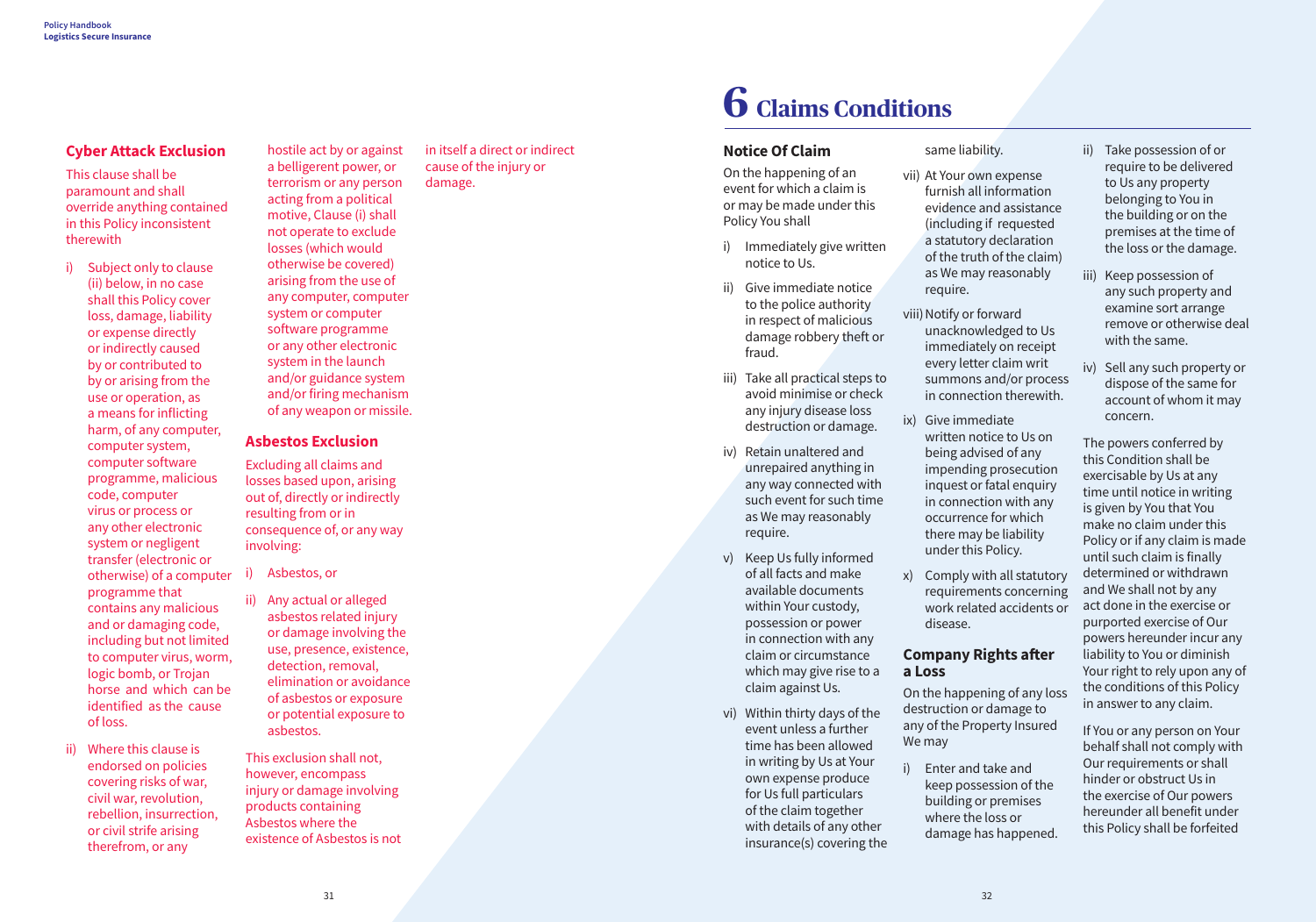## Cyber Attack Exclusion

This clause shall be paramount and shall override anything contained in this Policy inconsistent therewith

i) Subject only to clause (ii) below, in no case shall this Policy cover loss, damage, liability or expense directly or indirectly caused by or contributed to by or arising from the use or operation, as a means for inflicting harm, of any computer, computer system, computer software programme, malicious code, computer virus or process or any other electronic system or negligent transfer (electronic or otherwise) of a computer programme that contains any malicious and or damaging code, including but not limited to computer virus, worm, logic bomb, or Trojan horse and which can be identified as the cause of loss.

ii) Where this clause is endorsed on policies covering risks of war, civil war, revolution, rebellion, insurrection, or civil strife arising therefrom, or any hostile act by or against a belligerent power, or terrorism or any person acting from a political motive, Clause (i) shall not operate to exclude losses (which would otherwise be covered) arising from the use of any computer, computer system or computer software programme or any other electronic system in the launch and/or guidance system and/or firing mechanism of any weapon or missile.

## Asbestos Exclusion

Excluding all claims and losses based upon, arising out of, directly or indirectly resulting from or in consequence of, or any way involving:

i) Asbestos, or

ii) Any actual or alleged asbestos related injury or damage involving the use, presence, existence, detection, removal, elimination or avoidance of asbestos or exposure or potential exposure to asbestos.

This exclusion shall not, however, encompass injury or damage involving products containing Asbestos where the existence of Asbestos is not in itself a direct or indirect cause of the injury or damage.

# 6 Claims Conditions

## Notice Of Claim

On the happening of an event for which a claim is or may be made under this Policy You shall

i) Immediately give written notice to Us.

ii) Give immediate notice to the police authority in respect of malicious damage robbery theft or fraud.

iii) Take all practical steps to avoid minimise or check any injury disease loss destruction or damage.

iv) Retain unaltered and unrepaired anything in any way connected with such event for such time as We may reasonably require.

v) Keep Us fully informed of all facts and make available documents within Your custody, possession or power in connection with any claim or circumstance which may give rise to a claim against Us.

vi) Within thirty days of the event unless a further time has been allowed in writing by Us at Your own expense produce for Us full particulars of the claim together with details of any other insurance(s) covering the same liability.

vii) At Your own expense furnish all information evidence and assistance (including if requested a statutory declaration of the truth of the claim) as We may reasonably require.

viii) Notify or forward unacknowledged to Us immediately on receipt every letter claim writ summons and/or process in connection therewith.

ix) Give immediate written notice to Us on being advised of any impending prosecution inquest or fatal enquiry in connection with any occurrence for which there may be liability under this Policy.

x) Comply with all statutory requirements concerning work related accidents or disease.

## Company Rights after a Loss

On the happening of any loss destruction or damage to any of the Property Insured We may

i) Enter and take and keep possession of the building or premises where the loss or damage has happened.

ii) Take possession of or require to be delivered to Us any property belonging to You in the building or on the premises at the time of the loss or the damage.

iii) Keep possession of any such property and examine sort arrange remove or otherwise deal with the same.

iv) Sell any such property or dispose of the same for account of whom it may concern.

The powers conferred by this Condition shall be exercisable by Us at any time until notice in writing is given by You that You make no claim under this Policy or if any claim is made until such claim is finally determined or withdrawn and We shall not by any act done in the exercise or purported exercise of Our powers hereunder incur any liability to You or diminish Your right to rely upon any of the conditions of this Policy in answer to any claim.

If You or any person on Your behalf shall not comply with Our requirements or shall hinder or obstruct Us in the exercise of Our powers hereunder all benefit under this Policy shall be forfeited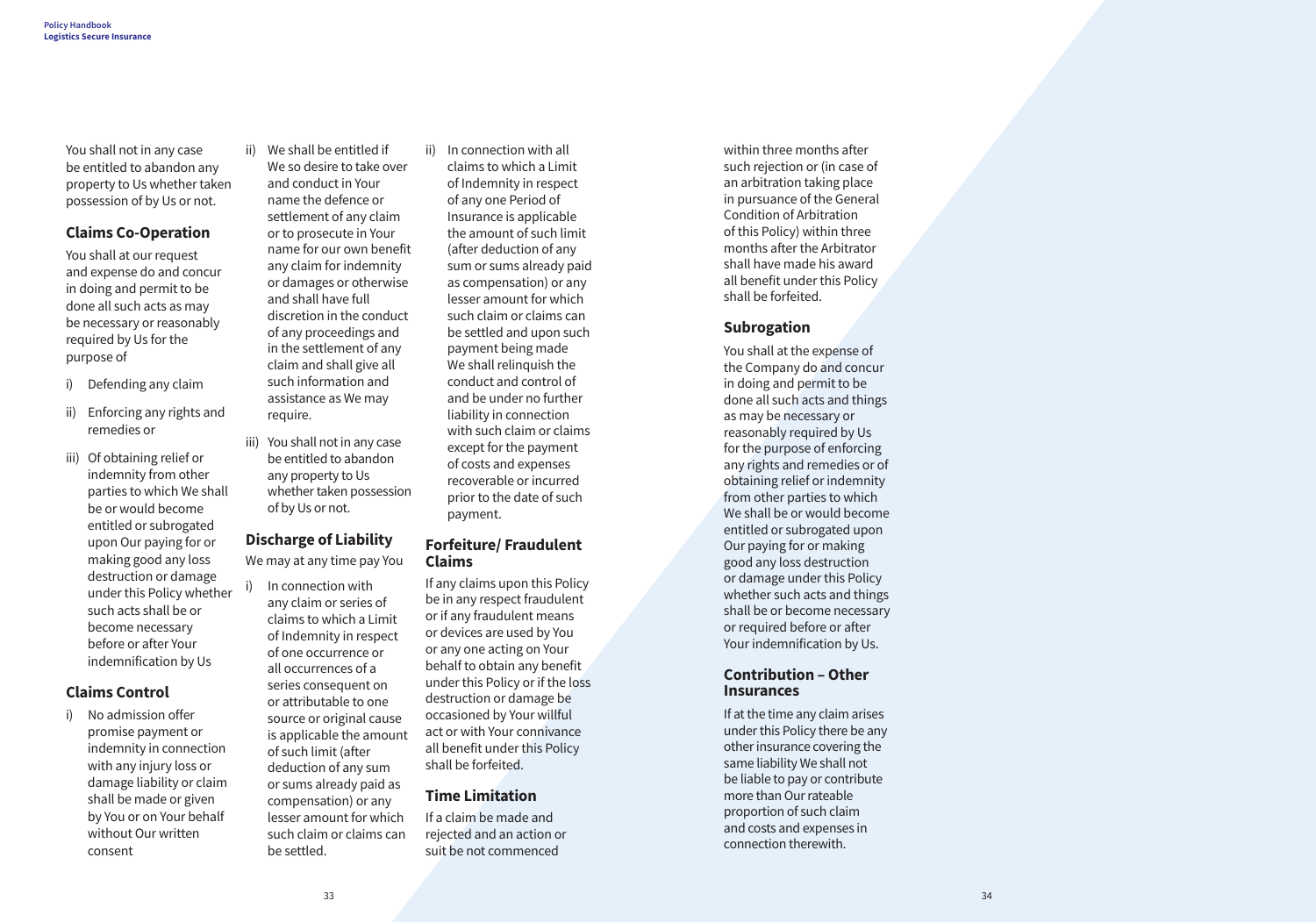You shall not in any case be entitled to abandon any property to Us whether taken possession of by Us or not.

## Claims Co-Operation

You shall at our request and expense do and concur in doing and permit to be done all such acts as may be necessary or reasonably required by Us for the purpose of

i) Defending any claim

ii) Enforcing any rights and remedies or

iii) Of obtaining relief or indemnity from other parties to which We shall be or would become entitled or subrogated upon Our paying for or making good any loss destruction or damage under this Policy whether such acts shall be or become necessary before or after Your indemnification by Us

## Claims Control

i) No admission offer promise payment or indemnity in connection with any injury loss or damage liability or claim shall be made or given by You or on Your behalf without Our written consent

ii) We shall be entitled if We so desire to take over and conduct in Your name the defence or settlement of any claim or to prosecute in Your name for our own benefit any claim for indemnity or damages or otherwise and shall have full discretion in the conduct of any proceedings and in the settlement of any claim and shall give all such information and assistance as We may require.

iii) You shall not in any case be entitled to abandon any property to Us whether taken possession of by Us or not.

## Discharge of Liability

We may at any time pay You

i) In connection with any claim or series of claims to which a Limit of Indemnity in respect of one occurrence or all occurrences of a series consequent on or attributable to one source or original cause is applicable the amount of such limit (after deduction of any sum or sums already paid as compensation) or any lesser amount for which such claim or claims can be settled.

ii) In connection with all claims to which a Limit of Indemnity in respect of any one Period of Insurance is applicable the amount of such limit (after deduction of any sum or sums already paid as compensation) or any lesser amount for which such claim or claims can be settled and upon such payment being made We shall relinquish the conduct and control of and be under no further liability in connection with such claim or claims except for the payment of costs and expenses recoverable or incurred prior to the date of such payment.

## Forfeiture/ Fraudulent Claims

If any claims upon this Policy be in any respect fraudulent or if any fraudulent means or devices are used by You or any one acting on Your behalf to obtain any benefit under this Policy or if the loss destruction or damage be occasioned by Your willful act or with Your connivance all benefit under this Policy shall be forfeited.

## Time Limitation

If a claim be made and rejected and an action or suit be not commenced within three months after such rejection or (in case of an arbitration taking place in pursuance of the General Condition of Arbitration of this Policy) within three months after the Arbitrator shall have made his award all benefit under this Policy shall be forfeited.

## Subrogation

You shall at the expense of the Company do and concur in doing and permit to be done all such acts and things as may be necessary or reasonably required by Us for the purpose of enforcing any rights and remedies or of obtaining relief or indemnity from other parties to which We shall be or would become entitled or subrogated upon Our paying for or making good any loss destruction or damage under this Policy whether such acts and things shall be or become necessary or required before or after Your indemnification by Us.

## Contribution – Other Insurances

If at the time any claim arises under this Policy there be any other insurance covering the same liability We shall not be liable to pay or contribute more than Our rateable proportion of such claim and costs and expenses in connection therewith.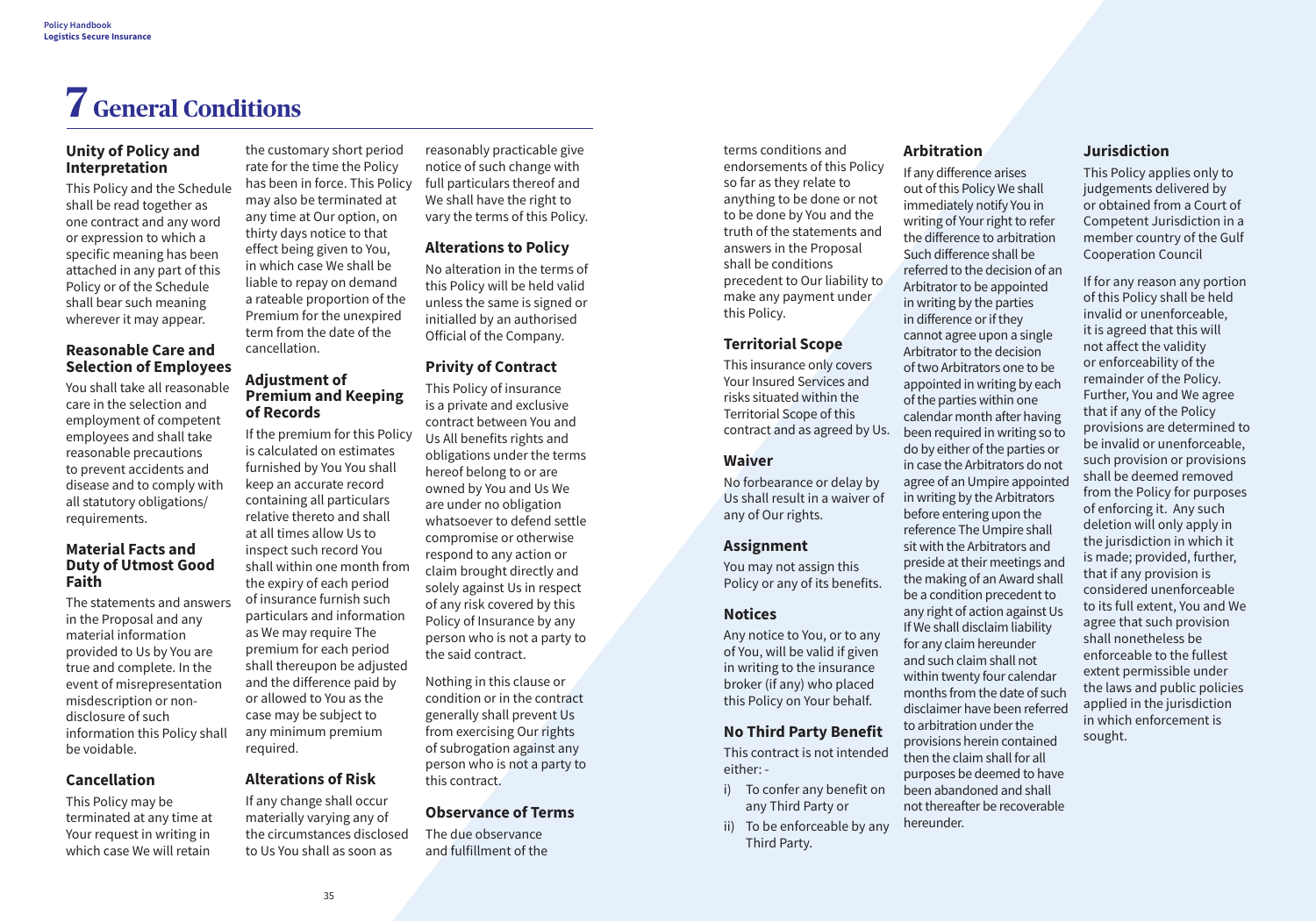# 7 General Conditions

### Unity of Policy and Interpretation

This Policy and the Schedule shall be read together as one contract and any word or expression to which a specific meaning has been attached in any part of this Policy or of the Schedule shall bear such meaning wherever it may appear.

### Reasonable Care and Selection of Employees

You shall take all reasonable care in the selection and employment of competent employees and shall take reasonable precautions to prevent accidents and disease and to comply with all statutory obligations/ requirements.

### Material Facts and Duty of Utmost Good Faith

The statements and answers in the Proposal and any material information provided to Us by You are true and complete. In the event of misrepresentation misdescription or non-disclosure of such information this Policy shall be voidable.

### Cancellation

This Policy may be terminated at any time at Your request in writing in which case We will retain the customary short period rate for the time the Policy has been in force. This Policy may also be terminated at any time at Our option, on thirty days notice to that effect being given to You, in which case We shall be liable to repay on demand a rateable proportion of the Premium for the unexpired term from the date of the cancellation.

### Adjustment of Premium and Keeping of Records

If the premium for this Policy is calculated on estimates furnished by You You shall keep an accurate record containing all particulars relative thereto and shall at all times allow Us to inspect such record You shall within one month from the expiry of each period of insurance furnish such particulars and information as We may require The premium for each period shall thereupon be adjusted and the difference paid by or allowed to You as the case may be subject to any minimum premium required.

### Alterations of Risk

If any change shall occur materially varying any of the circumstances disclosed to Us You shall as soon as reasonably practicable give notice of such change with full particulars thereof and We shall have the right to vary the terms of this Policy.

### Alterations to Policy

No alteration in the terms of this Policy will be held valid unless the same is signed or initialled by an authorised Official of the Company.

### Privity of Contract

This Policy of insurance is a private and exclusive contract between You and Us All benefits rights and obligations under the terms hereof belong to or are owned by You and Us We are under no obligation whatsoever to defend settle compromise or otherwise respond to any action or claim brought directly and solely against Us in respect of any risk covered by this Policy of Insurance by any person who is not a party to the said contract.

Nothing in this clause or condition or in the contract generally shall prevent Us from exercising Our rights of subrogation against any person who is not a party to this contract.

### Observance of Terms

The due observance and fulfillment of the terms conditions and endorsements of this Policy so far as they relate to anything to be done or not to be done by You and the truth of the statements and answers in the Proposal shall be conditions precedent to Our liability to make any payment under this Policy.

### Territorial Scope

This insurance only covers Your Insured Services and risks situated within the Territorial Scope of this contract and as agreed by Us.

### Waiver

No forbearance or delay by Us shall result in a waiver of any of Our rights.

### Assignment

You may not assign this Policy or any of its benefits.

### Notices

Any notice to You, or to any of You, will be valid if given in writing to the insurance broker (if any) who placed this Policy on Your behalf.

### No Third Party Benefit

This contract is not intended either: -

i) To confer any benefit on any Third Party or
ii) To be enforceable by any Third Party.

### Arbitration

If any difference arises out of this Policy We shall immediately notify You in writing of Your right to refer the difference to arbitration Such difference shall be referred to the decision of an Arbitrator to be appointed in writing by the parties in difference or if they cannot agree upon a single Arbitrator to the decision of two Arbitrators one to be appointed in writing by each of the parties within one calendar month after having been required in writing so to do by either of the parties or in case the Arbitrators do not agree of an Umpire appointed in writing by the Arbitrators before entering upon the reference The Umpire shall sit with the Arbitrators and preside at their meetings and the making of an Award shall be a condition precedent to any right of action against Us If We shall disclaim liability for any claim hereunder and such claim shall not within twenty four calendar months from the date of such disclaimer have been referred to arbitration under the provisions herein contained then the claim shall for all purposes be deemed to have been abandoned and shall not thereafter be recoverable hereunder.

### Jurisdiction

This Policy applies only to judgements delivered by or obtained from a Court of Competent Jurisdiction in a member country of the Gulf Cooperation Council

If for any reason any portion of this Policy shall be held invalid or unenforceable, it is agreed that this will not affect the validity or enforceability of the remainder of the Policy. Further, You and We agree that if any of the Policy provisions are determined to be invalid or unenforceable, such provision or provisions shall be deemed removed from the Policy for purposes of enforcing it. Any such deletion will only apply in the jurisdiction in which it is made; provided, further, that if any provision is considered unenforceable to its full extent, You and We agree that such provision shall nonetheless be enforceable to the fullest extent permissible under the laws and public policies applied in the jurisdiction in which enforcement is sought.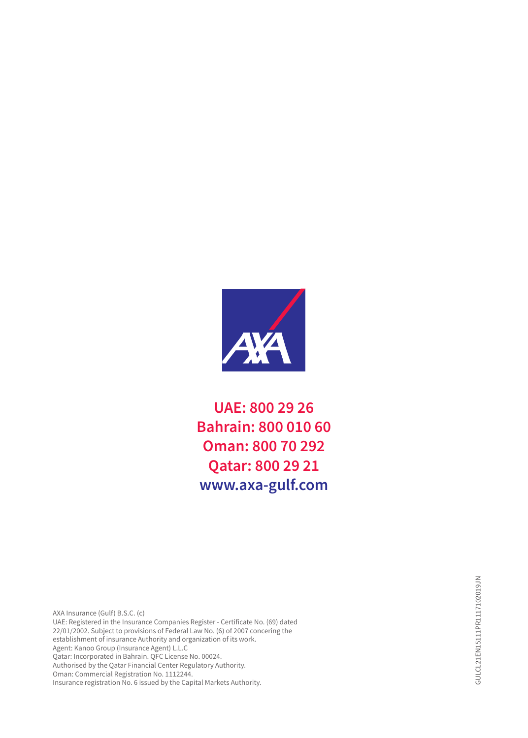**UAE: 800 29 26**
**Bahrain: 800 010 60**
**Oman: 800 70 292**
**Qatar: 800 29 21**
**www.axa-gulf.com**

AXA Insurance (Gulf) B.S.C. (c)
UAE: Registered in the Insurance Companies Register - Certificate No. (69) dated 22/01/2002. Subject to provisions of Federal Law No. (6) of 2007 concering the establishment of insurance Authority and organization of its work.
Agent: Kanoo Group (Insurance Agent) L.L.C
Qatar: Incorporated in Bahrain. QFC License No. 00024.
Authorised by the Qatar Financial Center Regulatory Authority.
Oman: Commercial Registration No. 1112244.
Insurance registration No. 6 issued by the Capital Markets Authority.

GULCL21EN15111PR11710​2019JN